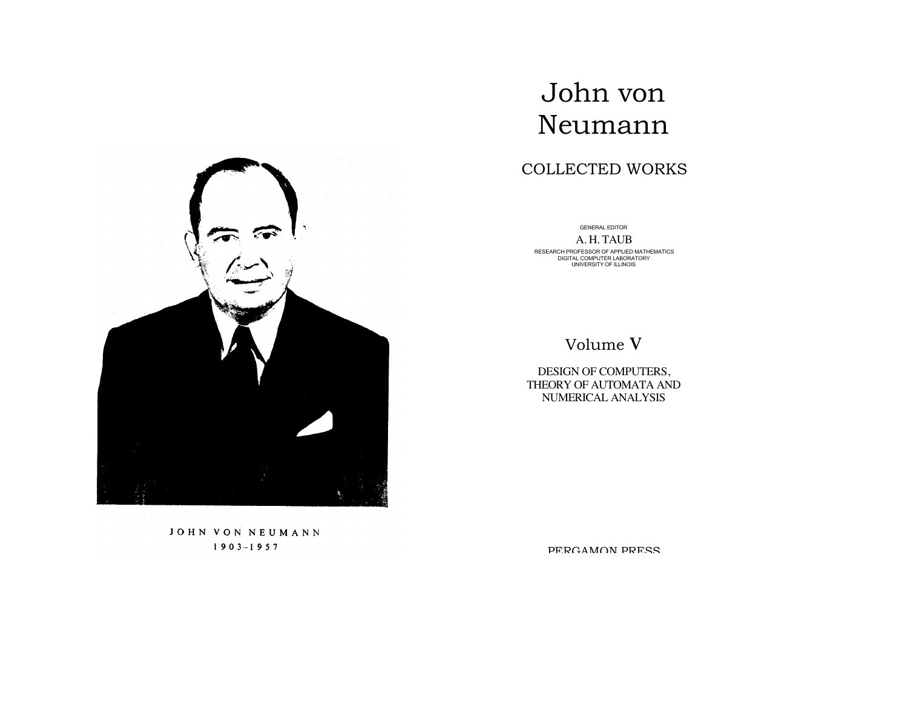JOHN VON NEUMANN

1903–1957

# John von Neumann

## COLLECTED WORKS

GENERAL EDITOR

A. H. TAUB

RESEARCH PROFESSOR OF APPLIED MATHEMATICS
DIGITAL COMPUTER LABORATORY
UNIVERSITY OF ILLINOIS

## Volume V

DESIGN OF COMPUTERS,
THEORY OF AUTOMATA AND
NUMERICAL ANALYSIS

PERGAMON PRESS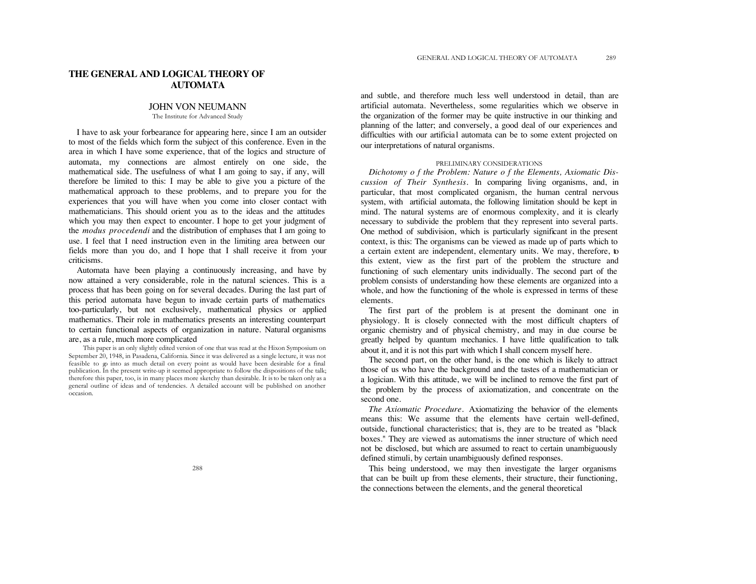# THE GENERAL AND LOGICAL THEORY OF AUTOMATA

JOHN VON NEUMANN

The Institute for Advanced Study

I have to ask your forbearance for appearing here, since I am an outsider to most of the fields which form the subject of this conference. Even in the area in which I have some experience, that of the logics and structure of automata, my connections are almost entirely on one side, the mathematical side. The usefulness of what I am going to say, if any, will therefore be limited to this: I may be able to give you a picture of the mathematical approach to these problems, and to prepare you for the experiences that you will have when you come into closer contact with mathematicians. This should orient you as to the ideas and the attitudes which you may then expect to encounter. I hope to get your judgment of the *modus procedendi* and the distribution of emphases that I am going to use. I feel that I need instruction even in the limiting area between our fields more than you do, and I hope that I shall receive it from your criticisms.

Automata have been playing a continuously increasing, and have by now attained a very considerable, role in the natural sciences. This is a process that has been going on for several decades. During the last part of this period automata have begun to invade certain parts of mathematics too-particularly, but not exclusively, mathematical physics or applied mathematics. Their role in mathematics presents an interesting counterpart to certain functional aspects of organization in nature. Natural organisms are, as a rule, much more complicated and subtle, and therefore much less well understood in detail, than are artificial automata. Nevertheless, some regularities which we observe in the organization of the former may be quite instructive in our thinking and planning of the latter; and conversely, a good deal of our experiences and difficulties with our artificial automata can be to some extent projected on our interpretations of natural organisms.

This paper is an only slightly edited version of one that was read at the Hixon Symposium on September 20, 1948, in Pasadena, California. Since it was delivered as a single lecture, it was not feasible to go into as much detail on every point as would have been desirable for a final publication. In the present write-up it seemed appropriate to follow the dispositions of the talk; therefore this paper, too, is in many places more sketchy than desirable. It is to be taken only as a general outline of ideas and of tendencies. A detailed account will be published on another occasion.

## PRELIMINARY CONSIDERATIONS

*Dichotomy of the Problem: Nature of the Elements, Axiomatic Discussion of Their Synthesis.* In comparing living organisms, and, in particular, that most complicated organism, the human central nervous system, with artificial automata, the following limitation should be kept in mind. The natural systems are of enormous complexity, and it is clearly necessary to subdivide the problem that they represent into several parts. One method of subdivision, which is particularly significant in the present context, is this: The organisms can be viewed as made up of parts which to a certain extent are independent, elementary units. We may, therefore, to this extent, view as the first part of the problem the structure and functioning of such elementary units individually. The second part of the problem consists of understanding how these elements are organized into a whole, and how the functioning of the whole is expressed in terms of these elements.

The first part of the problem is at present the dominant one in physiology. It is closely connected with the most difficult chapters of organic chemistry and of physical chemistry, and may in due course be greatly helped by quantum mechanics. I have little qualification to talk about it, and it is not this part with which I shall concern myself here.

The second part, on the other hand, is the one which is likely to attract those of us who have the background and the tastes of a mathematician or a logician. With this attitude, we will be inclined to remove the first part of the problem by the process of axiomatization, and concentrate on the second one.

*The Axiomatic Procedure.* Axiomatizing the behavior of the elements means this: We assume that the elements have certain well-defined, outside, functional characteristics; that is, they are to be treated as "black boxes." They are viewed as automatisms the inner structure of which need not be disclosed, but which are assumed to react to certain unambiguously defined stimuli, by certain unambiguously defined responses.

This being understood, we may then investigate the larger organisms that can be built up from these elements, their structure, their functioning, the connections between the elements, and the general theoretical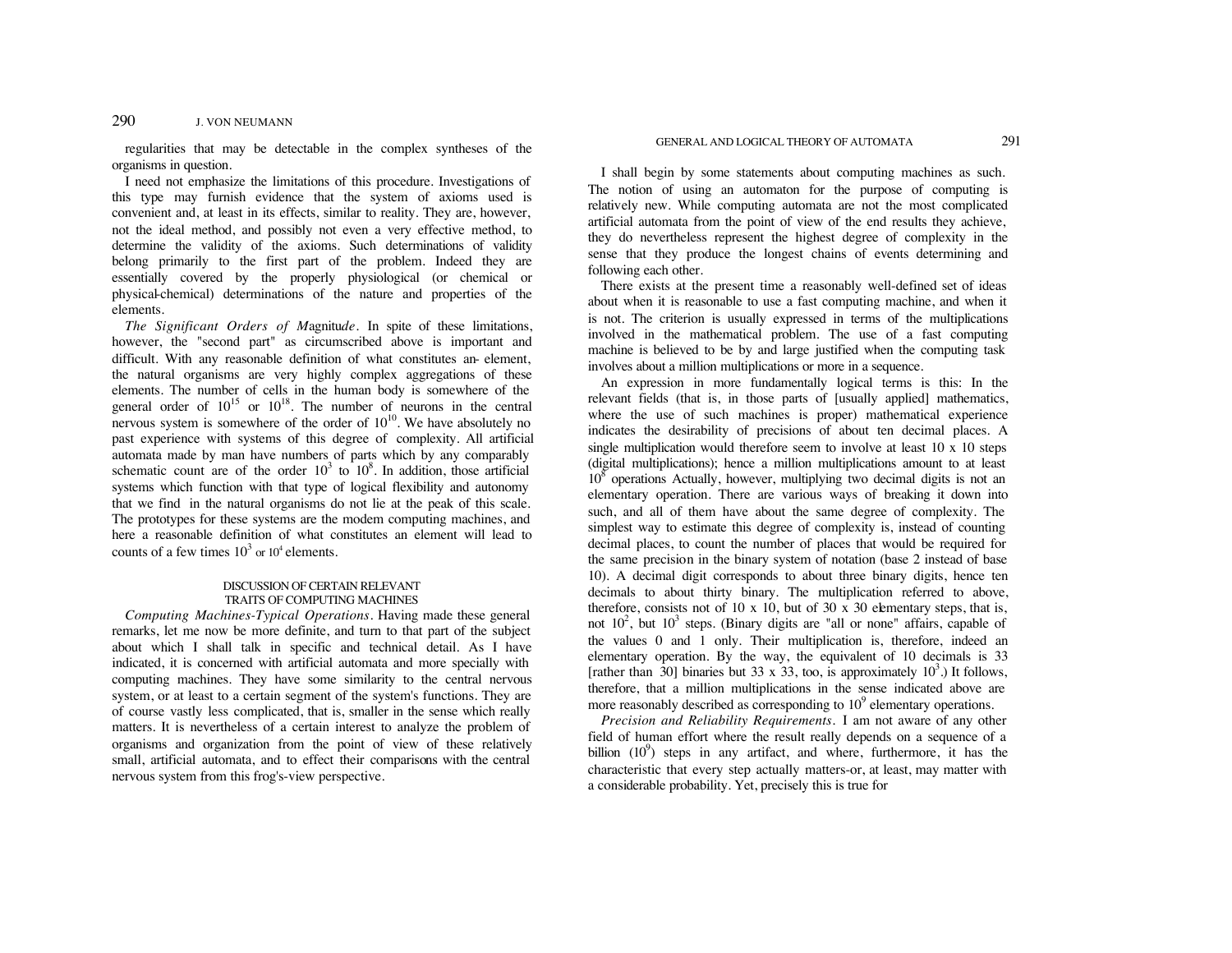regularities that may be detectable in the complex syntheses of the organisms in question.

I need not emphasize the limitations of this procedure. Investigations of this type may furnish evidence that the system of axioms used is convenient and, at least in its effects, similar to reality. They are, however, not the ideal method, and possibly not even a very effective method, to determine the validity of the axioms. Such determinations of validity belong primarily to the first part of the problem. Indeed they are essentially covered by the properly physiological (or chemical or physical-chemical) determinations of the nature and properties of the elements.

*The Significant Orders of Magnitude*. In spite of these limitations, however, the "second part" as circumscribed above is important and difficult. With any reasonable definition of what constitutes an- element, the natural organisms are very highly complex aggregations of these elements. The number of cells in the human body is somewhere of the general order of $10^{15}$ or $10^{18}$. The number of neurons in the central nervous system is somewhere of the order of $10^{10}$. We have absolutely no past experience with systems of this degree of complexity. All artificial automata made by man have numbers of parts which by any comparably schematic count are of the order $10^3$ to $10^8$. In addition, those artificial systems which function with that type of logical flexibility and autonomy that we find in the natural organisms do not lie at the peak of this scale. The prototypes for these systems are the modem computing machines, and here a reasonable definition of what constitutes an element will lead to counts of a few times $10^3$ or $10^4$ elements.

## DISCUSSION OF CERTAIN RELEVANT TRAITS OF COMPUTING MACHINES

*Computing Machines-Typical Operations*. Having made these general remarks, let me now be more definite, and turn to that part of the subject about which I shall talk in specific and technical detail. As I have indicated, it is concerned with artificial automata and more specially with computing machines. They have some similarity to the central nervous system, or at least to a certain segment of the system's functions. They are of course vastly less complicated, that is, smaller in the sense which really matters. It is nevertheless of a certain interest to analyze the problem of organisms and organization from the point of view of these relatively small, artificial automata, and to effect their comparisons with the central nervous system from this frog's-view perspective.

I shall begin by some statements about computing machines as such. The notion of using an automaton for the purpose of computing is relatively new. While computing automata are not the most complicated artificial automata from the point of view of the end results they achieve, they do nevertheless represent the highest degree of complexity in the sense that they produce the longest chains of events determining and following each other.

There exists at the present time a reasonably well-defined set of ideas about when it is reasonable to use a fast computing machine, and when it is not. The criterion is usually expressed in terms of the multiplications involved in the mathematical problem. The use of a fast computing machine is believed to be by and large justified when the computing task involves about a million multiplications or more in a sequence.

An expression in more fundamentally logical terms is this: In the relevant fields (that is, in those parts of [usually applied] mathematics, where the use of such machines is proper) mathematical experience indicates the desirability of precisions of about ten decimal places. A single multiplication would therefore seem to involve at least 10 x 10 steps (digital multiplications); hence a million multiplications amount to at least $10^8$ operations Actually, however, multiplying two decimal digits is not an elementary operation. There are various ways of breaking it down into such, and all of them have about the same degree of complexity. The simplest way to estimate this degree of complexity is, instead of counting decimal places, to count the number of places that would be required for the same precision in the binary system of notation (base 2 instead of base 10). A decimal digit corresponds to about three binary digits, hence ten decimals to about thirty binary. The multiplication referred to above, therefore, consists not of 10 x 10, but of 30 x 30 elementary steps, that is, not $10^2$, but $10^3$ steps. (Binary digits are "all or none" affairs, capable of the values 0 and 1 only. Their multiplication is, therefore, indeed an elementary operation. By the way, the equivalent of 10 decimals is 33 [rather than 30] binaries but 33 x 33, too, is approximately $10^3$.) It follows, therefore, that a million multiplications in the sense indicated above are more reasonably described as corresponding to $10^9$ elementary operations.

*Precision and Reliability Requirements*. I am not aware of any other field of human effort where the result really depends on a sequence of a billion ($10^9$) steps in any artifact, and where, furthermore, it has the characteristic that every step actually matters-or, at least, may matter with a considerable probability. Yet, precisely this is true for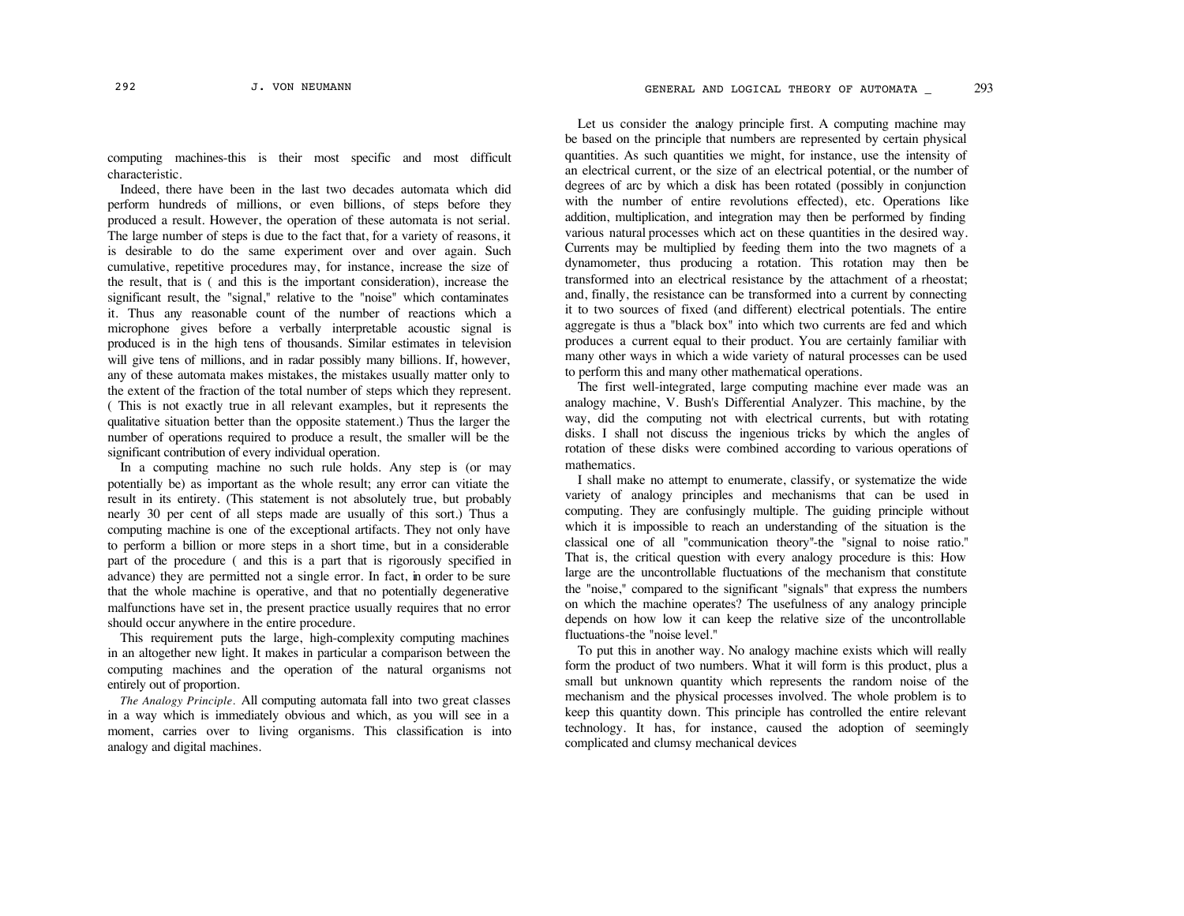computing machines-this is their most specific and most difficult characteristic.

Indeed, there have been in the last two decades automata which did perform hundreds of millions, or even billions, of steps before they produced a result. However, the operation of these automata is not serial. The large number of steps is due to the fact that, for a variety of reasons, it is desirable to do the same experiment over and over again. Such cumulative, repetitive procedures may, for instance, increase the size of the result, that is ( and this is the important consideration), increase the significant result, the "signal," relative to the "noise" which contaminates it. Thus any reasonable count of the number of reactions which a microphone gives before a verbally interpretable acoustic signal is produced is in the high tens of thousands. Similar estimates in television will give tens of millions, and in radar possibly many billions. If, however, any of these automata makes mistakes, the mistakes usually matter only to the extent of the fraction of the total number of steps which they represent. ( This is not exactly true in all relevant examples, but it represents the qualitative situation better than the opposite statement.) Thus the larger the number of operations required to produce a result, the smaller will be the significant contribution of every individual operation.

In a computing machine no such rule holds. Any step is (or may potentially be) as important as the whole result; any error can vitiate the result in its entirety. (This statement is not absolutely true, but probably nearly 30 per cent of all steps made are usually of this sort.) Thus a computing machine is one of the exceptional artifacts. They not only have to perform a billion or more steps in a short time, but in a considerable part of the procedure ( and this is a part that is rigorously specified in advance) they are permitted not a single error. In fact, in order to be sure that the whole machine is operative, and that no potentially degenerative malfunctions have set in, the present practice usually requires that no error should occur anywhere in the entire procedure.

This requirement puts the large, high-complexity computing machines in an altogether new light. It makes in particular a comparison between the computing machines and the operation of the natural organisms not entirely out of proportion.

*The Analogy Principle*. All computing automata fall into two great classes in a way which is immediately obvious and which, as you will see in a moment, carries over to living organisms. This classification is into analogy and digital machines.

Let us consider the analogy principle first. A computing machine may be based on the principle that numbers are represented by certain physical quantities. As such quantities we might, for instance, use the intensity of an electrical current, or the size of an electrical potential, or the number of degrees of arc by which a disk has been rotated (possibly in conjunction with the number of entire revolutions effected), etc. Operations like addition, multiplication, and integration may then be performed by finding various natural processes which act on these quantities in the desired way. Currents may be multiplied by feeding them into the two magnets of a dynamometer, thus producing a rotation. This rotation may then be transformed into an electrical resistance by the attachment of a rheostat; and, finally, the resistance can be transformed into a current by connecting it to two sources of fixed (and different) electrical potentials. The entire aggregate is thus a "black box" into which two currents are fed and which produces a current equal to their product. You are certainly familiar with many other ways in which a wide variety of natural processes can be used to perform this and many other mathematical operations.

The first well-integrated, large computing machine ever made was an analogy machine, V. Bush's Differential Analyzer. This machine, by the way, did the computing not with electrical currents, but with rotating disks. I shall not discuss the ingenious tricks by which the angles of rotation of these disks were combined according to various operations of mathematics.

I shall make no attempt to enumerate, classify, or systematize the wide variety of analogy principles and mechanisms that can be used in computing. They are confusingly multiple. The guiding principle without which it is impossible to reach an understanding of the situation is the classical one of all "communication theory"-the "signal to noise ratio." That is, the critical question with every analogy procedure is this: How large are the uncontrollable fluctuations of the mechanism that constitute the "noise," compared to the significant "signals" that express the numbers on which the machine operates? The usefulness of any analogy principle depends on how low it can keep the relative size of the uncontrollable fluctuations-the "noise level."

To put this in another way. No analogy machine exists which will really form the product of two numbers. What it will form is this product, plus a small but unknown quantity which represents the random noise of the mechanism and the physical processes involved. The whole problem is to keep this quantity down. This principle has controlled the entire relevant technology. It has, for instance, caused the adoption of seemingly complicated and clumsy mechanical devices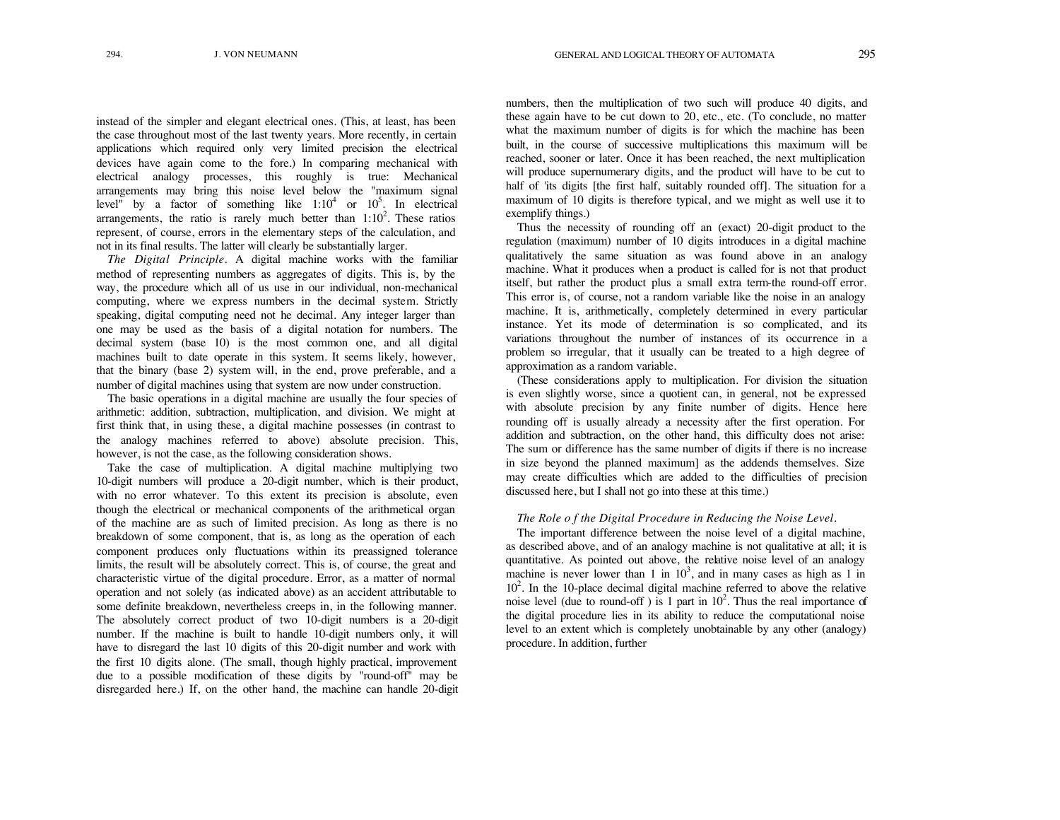instead of the simpler and elegant electrical ones. (This, at least, has been the case throughout most of the last twenty years. More recently, in certain applications which required only very limited precision the electrical devices have again come to the fore.) In comparing mechanical with electrical analogy processes, this roughly is true: Mechanical arrangements may bring this noise level below the "maximum signal level" by a factor of something like $1{:}10^4$ or $10^5$. In electrical arrangements, the ratio is rarely much better than $1{:}10^2$. These ratios represent, of course, errors in the elementary steps of the calculation, and not in its final results. The latter will clearly be substantially larger.

*The Digital Principle*. A digital machine works with the familiar method of representing numbers as aggregates of digits. This is, by the way, the procedure which all of us use in our individual, non-mechanical computing, where we express numbers in the decimal system. Strictly speaking, digital computing need not he decimal. Any integer larger than one may be used as the basis of a digital notation for numbers. The decimal system (base 10) is the most common one, and all digital machines built to date operate in this system. It seems likely, however, that the binary (base 2) system will, in the end, prove preferable, and a number of digital machines using that system are now under construction.

The basic operations in a digital machine are usually the four species of arithmetic: addition, subtraction, multiplication, and division. We might at first think that, in using these, a digital machine possesses (in contrast to the analogy machines referred to above) absolute precision. This, however, is not the case, as the following consideration shows.

Take the case of multiplication. A digital machine multiplying two 10-digit numbers will produce a 20-digit number, which is their product, with no error whatever. To this extent its precision is absolute, even though the electrical or mechanical components of the arithmetical organ of the machine are as such of limited precision. As long as there is no breakdown of some component, that is, as long as the operation of each component produces only fluctuations within its preassigned tolerance limits, the result will be absolutely correct. This is, of course, the great and characteristic virtue of the digital procedure. Error, as a matter of normal operation and not solely (as indicated above) as an accident attributable to some definite breakdown, nevertheless creeps in, in the following manner. The absolutely correct product of two 10-digit numbers is a 20-digit number. If the machine is built to handle 10-digit numbers only, it will have to disregard the last 10 digits of this 20-digit number and work with the first 10 digits alone. (The small, though highly practical, improvement due to a possible modification of these digits by "round-off" may be disregarded here.) If, on the other hand, the machine can handle 20-digit numbers, then the multiplication of two such will produce 40 digits, and these again have to be cut down to 20, etc., etc. (To conclude, no matter what the maximum number of digits is for which the machine has been built, in the course of successive multiplications this maximum will be reached, sooner or later. Once it has been reached, the next multiplication will produce supernumerary digits, and the product will have to be cut to half of 'its digits [the first half, suitably rounded off]. The situation for a maximum of 10 digits is therefore typical, and we might as well use it to exemplify things.)

Thus the necessity of rounding off an (exact) 20-digit product to the regulation (maximum) number of 10 digits introduces in a digital machine qualitatively the same situation as was found above in an analogy machine. What it produces when a product is called for is not that product itself, but rather the product plus a small extra term-the round-off error. This error is, of course, not a random variable like the noise in an analogy machine. It is, arithmetically, completely determined in every particular instance. Yet its mode of determination is so complicated, and its variations throughout the number of instances of its occurrence in a problem so irregular, that it usually can be treated to a high degree of approximation as a random variable.

(These considerations apply to multiplication. For division the situation is even slightly worse, since a quotient can, in general, not be expressed with absolute precision by any finite number of digits. Hence here rounding off is usually already a necessity after the first operation. For addition and subtraction, on the other hand, this difficulty does not arise: The sum or difference has the same number of digits if there is no increase in size beyond the planned maximum] as the addends themselves. Size may create difficulties which are added to the difficulties of precision discussed here, but I shall not go into these at this time.)

*The Role o f the Digital Procedure in Reducing the Noise Level*.

The important difference between the noise level of a digital machine, as described above, and of an analogy machine is not qualitative at all; it is quantitative. As pointed out above, the relative noise level of an analogy machine is never lower than 1 in $10^3$, and in many cases as high as 1 in $10^2$. In the 10-place decimal digital machine referred to above the relative noise level (due to round-off ) is 1 part in $10^2$. Thus the real importance of the digital procedure lies in its ability to reduce the computational noise level to an extent which is completely unobtainable by any other (analogy) procedure. In addition, further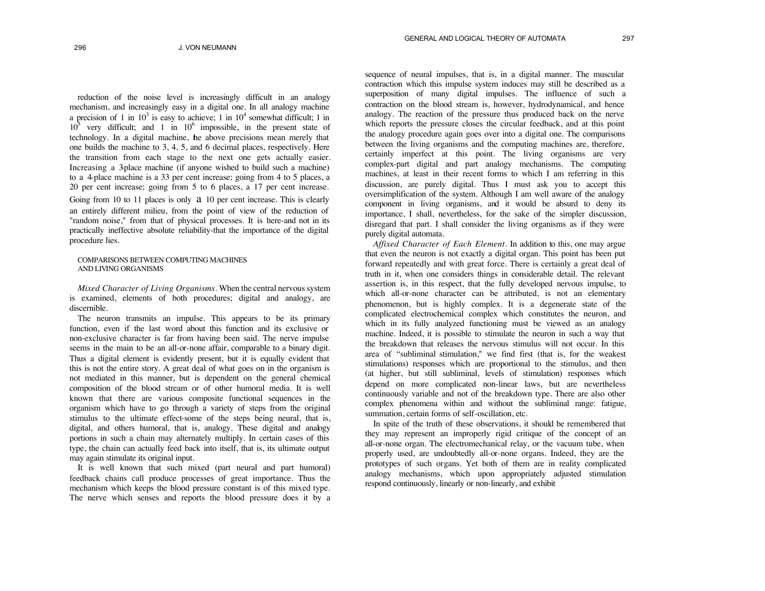reduction of the noise level is increasingly difficult in an analogy mechanism, and increasingly easy in a digital one. In all analogy machine a precision of 1 in $10^3$ is easy to achieve; 1 in $10^4$ somewhat difficult; 1 in $10^5$ very difficult; and 1 in $10^6$ impossible, in the present state of technology. In a digital machine, the above precisions mean merely that one builds the machine to 3, 4, 5, and 6 decimal places, respectively. Here the transition from each stage to the next one gets actually easier. Increasing a 3-place machine (if anyone wished to build such a machine) to a 4-place machine is a 33 per cent increase; going from 4 to 5 places, a 20 per cent increase; going from 5 to 6 places, a 17 per cent increase. Going from 10 to 11 places is only a 10 per cent increase. This is clearly an entirely different milieu, from the point of view of the reduction of "random noise," from that of physical processes. It is here-and not in its practically ineffective absolute reliability-that the importance of the digital procedure lies.

## COMPARISONS BETWEEN COMPUTING MACHINES AND LIVING ORGANISMS

*Mixed Character of Living Organisms*. When the central nervous system is examined, elements of both procedures; digital and analogy, are discernible.

The neuron transmits an impulse. This appears to be its primary function, even if the last word about this function and its exclusive or non-exclusive character is far from having been said. The nerve impulse seems in the main to be an all-or-none affair, comparable to a binary digit. Thus a digital element is evidently present, but it is equally evident that this is not the entire story. A great deal of what goes on in the organism is not mediated in this manner, but is dependent on the general chemical composition of the blood stream or of other humoral media. It is well known that there are various composite functional sequences in the organism which have to go through a variety of steps from the original stimulus to the ultimate effect-some of the steps being neural, that is, digital, and others humoral, that is, analogy. These digital and analogy portions in such a chain may alternately multiply. In certain cases of this type, the chain can actually feed back into itself, that is, its ultimate output may again stimulate its original input.

It is well known that such mixed (part neural and part humoral) feedback chains call produce processes of great importance. Thus the mechanism which keeps the blood pressure constant is of this mixed type. The nerve which senses and reports the blood pressure does it by a sequence of neural impulses, that is, in a digital manner. The muscular contraction which this impulse system induces may still be described as a superposition of many digital impulses. The influence of such a contraction on the blood stream is, however, hydrodynamical, and hence analogy. The reaction of the pressure thus produced back on the nerve which reports the pressure closes the circular feedback, and at this point the analogy procedure again goes over into a digital one. The comparisons between the living organisms and the computing machines are, therefore, certainly imperfect at this point. The living organisms are very complex-part digital and part analogy mechanisms. The computing machines, at least in their recent forms to which I am referring in this discussion, are purely digital. Thus I must ask you to accept this oversimplification of the system. Although I am well aware of the analogy component in living organisms, and it would be absurd to deny its importance, I shall, nevertheless, for the sake of the simpler discussion, disregard that part. I shall consider the living organisms as if they were purely digital automata.

*Affixed Character of Each Element*. In addition to this, one may argue that even the neuron is not exactly a digital organ. This point has been put forward repeatedly and with great force. There is certainly a great deal of truth in it, when one considers things in considerable detail. The relevant assertion is, in this respect, that the fully developed nervous impulse, to which all-or-none character can be attributed, is not an elementary phenomenon, but is highly complex. It is a degenerate state of the complicated electrochemical complex which constitutes the neuron, and which in its fully analyzed functioning must be viewed as an analogy machine. Indeed, it is possible to stimulate the neuron in such a way that the breakdown that releases the nervous stimulus will not occur. In this area of "subliminal stimulation," we find first (that is, for the weakest stimulations) responses which are proportional to the stimulus, and then (at higher, but still subliminal, levels of stimulation) responses which depend on more complicated non-linear laws, but are nevertheless continuously variable and not of the breakdown type. There are also other complex phenomena within and without the subliminal range: fatigue, summation, certain forms of self-oscillation, etc.

In spite of the truth of these observations, it should be remembered that they may represent an improperly rigid critique of the concept of an all-or-none organ. The electromechanical relay, or the vacuum tube, when properly used, are undoubtedly all-or-none organs. Indeed, they are the prototypes of such organs. Yet both of them are in reality complicated analogy mechanisms, which upon appropriately adjusted stimulation respond continuously, linearly or non-linearly, and exhibit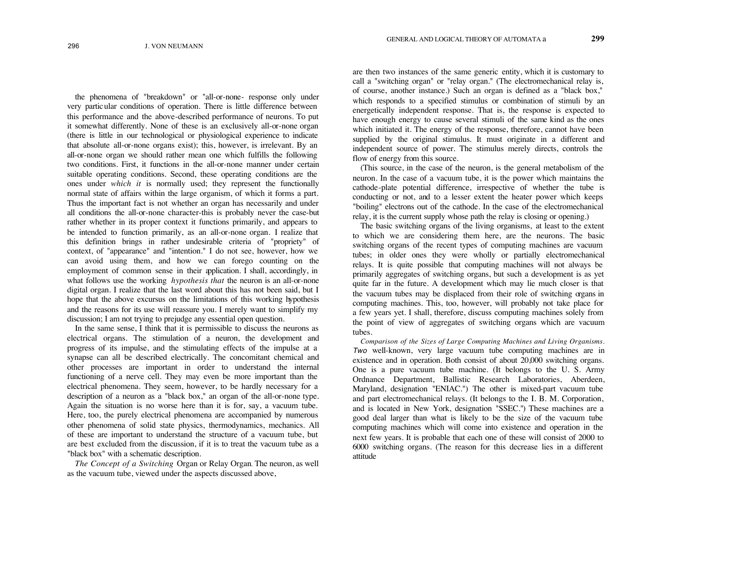the phenomena of "breakdown" or "all-or-none- response only under very particular conditions of operation. There is little difference between this performance and the above-described performance of neurons. To put it somewhat differently. None of these is an exclusively all-or-none organ (there is little in our technological or physiological experience to indicate that absolute all-or-none organs exist); this, however, is irrelevant. By an all-or-none organ we should rather mean one which fulfills the following two conditions. First, it functions in the all-or-none manner under certain suitable operating conditions. Second, these operating conditions are the ones under *which it* is normally used; they represent the functionally normal state of affairs within the large organism, of which it forms a part. Thus the important fact is not whether an organ has necessarily and under all conditions the all-or-none character-this is probably never the case-but rather whether in its proper context it functions primarily, and appears to be intended to function primarily, as an all-or-none organ. I realize that this definition brings in rather undesirable criteria of "propriety" of context, of "appearance" and "intention." I do not see, however, how we can avoid using them, and how we can forego counting on the employment of common sense in their application. I shall, accordingly, in what follows use the working *hypothesis that* the neuron is an all-or-none digital organ. I realize that the last word about this has not been said, but I hope that the above excursus on the limitations of this working hypothesis and the reasons for its use will reassure you. I merely want to simplify my discussion; I am not trying to prejudge any essential open question.

In the same sense, I think that it is permissible to discuss the neurons as electrical organs. The stimulation of a neuron, the development and progress of its impulse, and the stimulating effects of the impulse at a synapse can all be described electrically. The concomitant chemical and other processes are important in order to understand the internal functioning of a nerve cell. They may even be more important than the electrical phenomena. They seem, however, to be hardly necessary for a description of a neuron as a "black box," an organ of the all-or-none type. Again the situation is no worse here than it is for, say, a vacuum tube. Here, too, the purely electrical phenomena are accompanied by numerous other phenomena of solid state physics, thermodynamics, mechanics. All of these are important to understand the structure of a vacuum tube, but are best excluded from the discussion, if it is to treat the vacuum tube as a "black box" with a schematic description.

*The Concept of a Switching* Organ or Relay Organ. The neuron, as well as the vacuum tube, viewed under the aspects discussed above, are then two instances of the same generic entity, which it is customary to call a "switching organ" or "relay organ." (The electromechanical relay is, of course, another instance.) Such an organ is defined as a "black box," which responds to a specified stimulus or combination of stimuli by an energetically independent response. That is, the response is expected to have enough energy to cause several stimuli of the same kind as the ones which initiated it. The energy of the response, therefore, cannot have been supplied by the original stimulus. It must originate in a different and independent source of power. The stimulus merely directs, controls the flow of energy from this source.

(This source, in the case of the neuron, is the general metabolism of the neuron. In the case of a vacuum tube, it is the power which maintains the cathode-plate potential difference, irrespective of whether the tube is conducting or not, and to a lesser extent the heater power which keeps "boiling" electrons out of the cathode. In the case of the electromechanical relay, it is the current supply whose path the relay is closing or opening.)

The basic switching organs of the living organisms, at least to the extent to which we are considering them here, are the neurons. The basic switching organs of the recent types of computing machines are vacuum tubes; in older ones they were wholly or partially electromechanical relays. It is quite possible that computing machines will not always be primarily aggregates of switching organs, but such a development is as yet quite far in the future. A development which may lie much closer is that the vacuum tubes may be displaced from their role of switching organs in computing machines. This, too, however, will probably not take place for a few years yet. I shall, therefore, discuss computing machines solely from the point of view of aggregates of switching organs which are vacuum tubes.

*Comparison of the Sizes of Large Computing Machines and Living Organisms.* Two well-known, very large vacuum tube computing machines are in existence and in operation. Both consist of about 20,000 switching organs. One is a pure vacuum tube machine. (It belongs to the U. S. Army Ordnance Department, Ballistic Research Laboratories, Aberdeen, Maryland, designation "ENIAC.") The other is mixed-part vacuum tube and part electromechanical relays. (It belongs to the I. B. M. Corporation, and is located in New York, designation "SSEC.") These machines are a good deal larger than what is likely to be the size of the vacuum tube computing machines which will come into existence and operation in the next few years. It is probable that each one of these will consist of 2000 to 6000 switching organs. (The reason for this decrease lies in a different attitude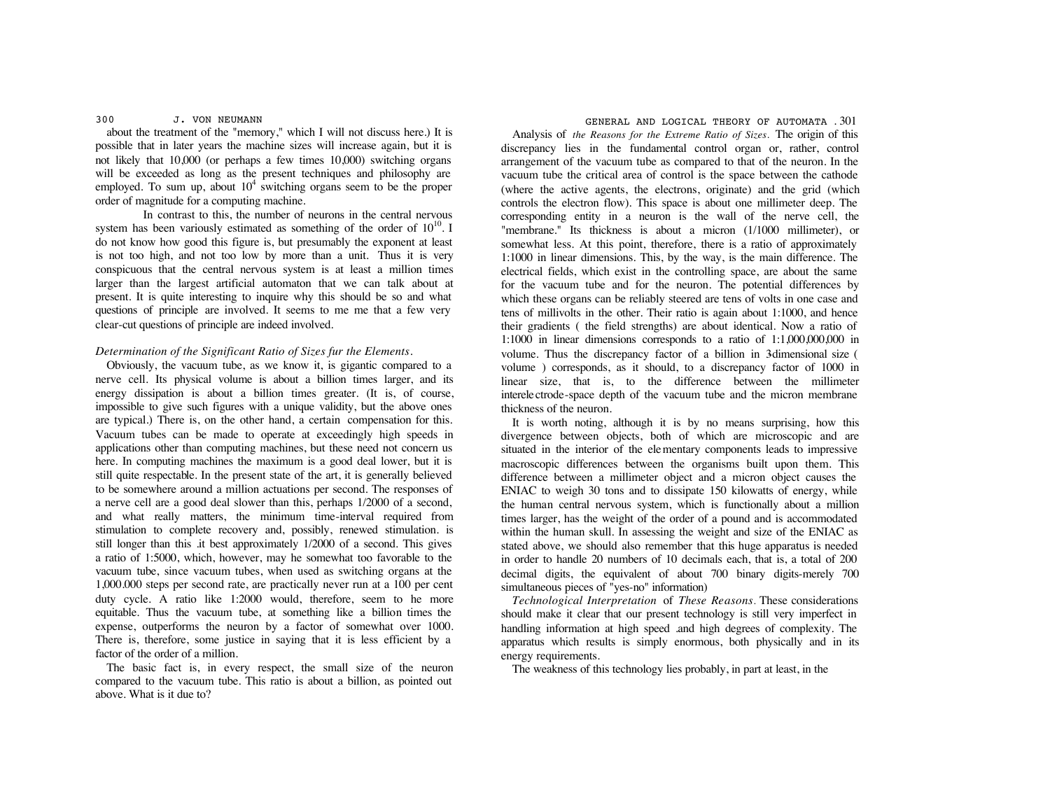about the treatment of the "memory," which I will not discuss here.) It is possible that in later years the machine sizes will increase again, but it is not likely that 10,000 (or perhaps a few times 10,000) switching organs will be exceeded as long as the present techniques and philosophy are employed. To sum up, about $10^4$ switching organs seem to be the proper order of magnitude for a computing machine.

In contrast to this, the number of neurons in the central nervous system has been variously estimated as something of the order of $10^{10}$. I do not know how good this figure is, but presumably the exponent at least is not too high, and not too low by more than a unit. Thus it is very conspicuous that the central nervous system is at least a million times larger than the largest artificial automaton that we can talk about at present. It is quite interesting to inquire why this should be so and what questions of principle are involved. It seems to me me that a few very clear-cut questions of principle are indeed involved.

*Determination of the Significant Ratio of Sizes fur the Elements.*

Obviously, the vacuum tube, as we know it, is gigantic compared to a nerve cell. Its physical volume is about a billion times larger, and its energy dissipation is about a billion times greater. (It is, of course, impossible to give such figures with a unique validity, but the above ones are typical.) There is, on the other hand, a certain compensation for this. Vacuum tubes can be made to operate at exceedingly high speeds in applications other than computing machines, but these need not concern us here. In computing machines the maximum is a good deal lower, but it is still quite respectable. In the present state of the art, it is generally believed to be somewhere around a million actuations per second. The responses of a nerve cell are a good deal slower than this, perhaps 1/2000 of a second, and what really matters, the minimum time-interval required from stimulation to complete recovery and, possibly, renewed stimulation. is still longer than this .it best approximately 1/2000 of a second. This gives a ratio of 1:5000, which, however, may he somewhat too favorable to the vacuum tube, since vacuum tubes, when used as switching organs at the 1,000.000 steps per second rate, are practically never run at a 100 per cent duty cycle. A ratio like 1:2000 would, therefore, seem to he more equitable. Thus the vacuum tube, at something like a billion times the expense, outperforms the neuron by a factor of somewhat over 1000. There is, therefore, some justice in saying that it is less efficient by a factor of the order of a million.

The basic fact is, in every respect, the small size of the neuron compared to the vacuum tube. This ratio is about a billion, as pointed out above. What is it due to?

Analysis of *the Reasons for the Extreme Ratio of Sizes.* The origin of this discrepancy lies in the fundamental control organ or, rather, control arrangement of the vacuum tube as compared to that of the neuron. In the vacuum tube the critical area of control is the space between the cathode (where the active agents, the electrons, originate) and the grid (which controls the electron flow). This space is about one millimeter deep. The corresponding entity in a neuron is the wall of the nerve cell, the "membrane." Its thickness is about a micron (1/1000 millimeter), or somewhat less. At this point, therefore, there is a ratio of approximately 1:1000 in linear dimensions. This, by the way, is the main difference. The electrical fields, which exist in the controlling space, are about the same for the vacuum tube and for the neuron. The potential differences by which these organs can be reliably steered are tens of volts in one case and tens of millivolts in the other. Their ratio is again about 1:1000, and hence their gradients ( the field strengths) are about identical. Now a ratio of 1:1000 in linear dimensions corresponds to a ratio of 1:1,000,000,000 in volume. Thus the discrepancy factor of a billion in 3-dimensional size ( volume ) corresponds, as it should, to a discrepancy factor of 1000 in linear size, that is, to the difference between the millimeter interelectrode-space depth of the vacuum tube and the micron membrane thickness of the neuron.

It is worth noting, although it is by no means surprising, how this divergence between objects, both of which are microscopic and are situated in the interior of the elementary components leads to impressive macroscopic differences between the organisms built upon them. This difference between a millimeter object and a micron object causes the ENIAC to weigh 30 tons and to dissipate 150 kilowatts of energy, while the human central nervous system, which is functionally about a million times larger, has the weight of the order of a pound and is accommodated within the human skull. In assessing the weight and size of the ENIAC as stated above, we should also remember that this huge apparatus is needed in order to handle 20 numbers of 10 decimals each, that is, a total of 200 decimal digits, the equivalent of about 700 binary digits-merely 700 simultaneous pieces of "yes-no" information)

*Technological Interpretation* of *These Reasons.* These considerations should make it clear that our present technology is still very imperfect in handling information at high speed .and high degrees of complexity. The apparatus which results is simply enormous, both physically and in its energy requirements.

The weakness of this technology lies probably, in part at least, in the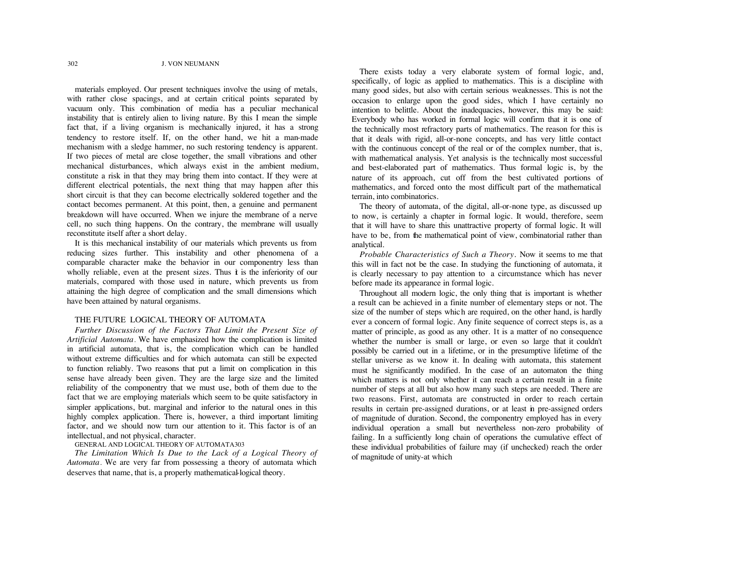materials employed. Our present techniques involve the using of metals, with rather close spacings, and at certain critical points separated by vacuum only. This combination of media has a peculiar mechanical instability that is entirely alien to living nature. By this I mean the simple fact that, if a living organism is mechanically injured, it has a strong tendency to restore itself. If, on the other hand, we hit a man-made mechanism with a sledge hammer, no such restoring tendency is apparent. If two pieces of metal are close together, the small vibrations and other mechanical disturbances, which always exist in the ambient medium, constitute a risk in that they may bring them into contact. If they were at different electrical potentials, the next thing that may happen after this short circuit is that they can become electrically soldered together and the contact becomes permanent. At this point, then, a genuine and permanent breakdown will have occurred. When we injure the membrane of a nerve cell, no such thing happens. On the contrary, the membrane will usually reconstitute itself after a short delay.

It is this mechanical instability of our materials which prevents us from reducing sizes further. This instability and other phenomena of a comparable character make the behavior in our componentry less than wholly reliable, even at the present sizes. Thus it is the inferiority of our materials, compared with those used in nature, which prevents us from attaining the high degree of complication and the small dimensions which have been attained by natural organisms.

## THE FUTURE LOGICAL THEORY OF AUTOMATA

*Further Discussion of the Factors That Limit the Present Size of Artificial Automata*. We have emphasized how the complication is limited in artificial automata, that is, the complication which can be handled without extreme difficulties and for which automata can still be expected to function reliably. Two reasons that put a limit on complication in this sense have already been given. They are the large size and the limited reliability of the componentry that we must use, both of them due to the fact that we are employing materials which seem to be quite satisfactory in simpler applications, but. marginal and inferior to the natural ones in this highly complex application. There is, however, a third important limiting factor, and we should now turn our attention to it. This factor is of an intellectual, and not physical, character.

*The Limitation Which Is Due to the Lack of a Logical Theory of Automata*. We are very far from possessing a theory of automata which deserves that name, that is, a properly mathematical-logical theory.

There exists today a very elaborate system of formal logic, and, specifically, of logic as applied to mathematics. This is a discipline with many good sides, but also with certain serious weaknesses. This is not the occasion to enlarge upon the good sides, which I have certainly no intention to belittle. About the inadequacies, however, this may be said: Everybody who has worked in formal logic will confirm that it is one of the technically most refractory parts of mathematics. The reason for this is that it deals with rigid, all-or-none concepts, and has very little contact with the continuous concept of the real or of the complex number, that is, with mathematical analysis. Yet analysis is the technically most successful and best-elaborated part of mathematics. Thus formal logic is, by the nature of its approach, cut off from the best cultivated portions of mathematics, and forced onto the most difficult part of the mathematical terrain, into combinatorics.

The theory of automata, of the digital, all-or-none type, as discussed up to now, is certainly a chapter in formal logic. It would, therefore, seem that it will have to share this unattractive property of formal logic. It will have to be, from the mathematical point of view, combinatorial rather than analytical.

*Probable Characteristics of Such a Theory*. Now it seems to me that this will in fact not be the case. In studying the functioning of automata, it is clearly necessary to pay attention to a circumstance which has never before made its appearance in formal logic.

Throughout all modern logic, the only thing that is important is whether a result can be achieved in a finite number of elementary steps or not. The size of the number of steps which are required, on the other hand, is hardly ever a concern of formal logic. Any finite sequence of correct steps is, as a matter of principle, as good as any other. It is a matter of no consequence whether the number is small or large, or even so large that it couldn't possibly be carried out in a lifetime, or in the presumptive lifetime of the stellar universe as we know it. In dealing with automata, this statement must he significantly modified. In the case of an automaton the thing which matters is not only whether it can reach a certain result in a finite number of steps at all but also how many such steps are needed. There are two reasons. First, automata are constructed in order to reach certain results in certain pre-assigned durations, or at least in pre-assigned orders of magnitude of duration. Second, the componentry employed has in every individual operation a small but nevertheless non-zero probability of failing. In a sufficiently long chain of operations the cumulative effect of these individual probabilities of failure may (if unchecked) reach the order of magnitude of unity-at which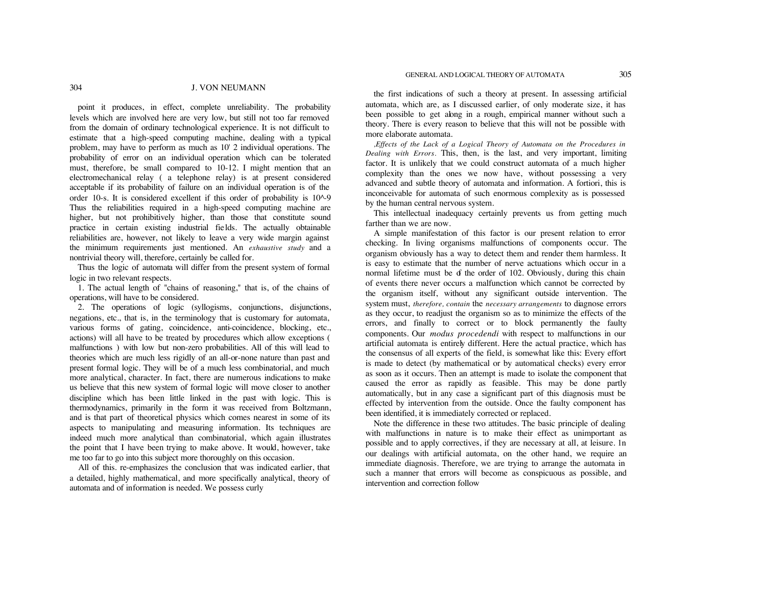point it produces, in effect, complete unreliability. The probability levels which are involved here are very low, but still not too far removed from the domain of ordinary technological experience. It is not difficult to estimate that a high-speed computing machine, dealing with a typical problem, may have to perform as much as 10' 2 individual operations. The probability of error on an individual operation which can be tolerated must, therefore, be small compared to 10-12. I might mention that an electromechanical relay ( a telephone relay) is at present considered acceptable if its probability of failure on an individual operation is of the order 10-s. It is considered excellent if this order of probability is 10^-9 Thus the reliabilities required in a high-speed computing machine are higher, but not prohibitively higher, than those that constitute sound practice in certain existing industrial fields. The actually obtainable reliabilities are, however, not likely to leave a very wide margin against the minimum requirements just mentioned. An *exhaustive study* and a nontrivial theory will, therefore, certainly be called for.

Thus the logic of automata will differ from the present system of formal logic in two relevant respects.

1. The actual length of "chains of reasoning," that is, of the chains of operations, will have to be considered.

2. The operations of logic (syllogisms, conjunctions, disjunctions, negations, etc., that is, in the terminology that is customary for automata, various forms of gating, coincidence, anti-coincidence, blocking, etc., actions) will all have to be treated by procedures which allow exceptions ( malfunctions ) with low but non-zero probabilities. All of this will lead to theories which are much less rigidly of an all-or-none nature than past and present formal logic. They will be of a much less combinatorial, and much more analytical, character. In fact, there are numerous indications to make us believe that this new system of formal logic will move closer to another discipline which has been little linked in the past with logic. This is thermodynamics, primarily in the form it was received from Boltzmann, and is that part of theoretical physics which comes nearest in some of its aspects to manipulating and measuring information. Its techniques are indeed much more analytical than combinatorial, which again illustrates the point that I have been trying to make above. It would, however, take me too far to go into this subject more thoroughly on this occasion.

All of this. re-emphasizes the conclusion that was indicated earlier, that a detailed, highly mathematical, and more specifically analytical, theory of automata and of information is needed. We possess curly the first indications of such a theory at present. In assessing artificial automata, which are, as I discussed earlier, of only moderate size, it has been possible to get along in a rough, empirical manner without such a theory. There is every reason to believe that this will not be possible with more elaborate automata.

*,Effects of the Lack of a Logical Theory of Automata on the Procedures in Dealing with Errors.* This, then, is the last, and very important, limiting factor. It is unlikely that we could construct automata of a much higher complexity than the ones we now have, without possessing a very advanced and subtle theory of automata and information. A fortiori, this is inconceivable for automata of such enormous complexity as is possessed by the human central nervous system.

This intellectual inadequacy certainly prevents us from getting much farther than we are now.

A simple manifestation of this factor is our present relation to error checking. In living organisms malfunctions of components occur. The organism obviously has a way to detect them and render them harmless. It is easy to estimate that the number of nerve actuations which occur in a normal lifetime must be of the order of 102. Obviously, during this chain of events there never occurs a malfunction which cannot be corrected by the organism itself, without any significant outside intervention. The system must, *therefore, contain* the *necessary arrangements* to diagnose errors as they occur, to readjust the organism so as to minimize the effects of the errors, and finally to correct or to block permanently the faulty components. Our *modus procedendi* with respect to malfunctions in our artificial automata is entirely different. Here the actual practice, which has the consensus of all experts of the field, is somewhat like this: Every effort is made to detect (by mathematical or by automatical checks) every error as soon as it occurs. Then an attempt is made to isolate the component that caused the error as rapidly as feasible. This may be done partly automatically, but in any case a significant part of this diagnosis must be effected by intervention from the outside. Once the faulty component has been identified, it is immediately corrected or replaced.

Note the difference in these two attitudes. The basic principle of dealing with malfunctions in nature is to make their effect as unimportant as possible and to apply correctives, if they are necessary at all, at leisure. 1n our dealings with artificial automata, on the other hand, we require an immediate diagnosis. Therefore, we are trying to arrange the automata in such a manner that errors will become as conspicuous as possible, and intervention and correction follow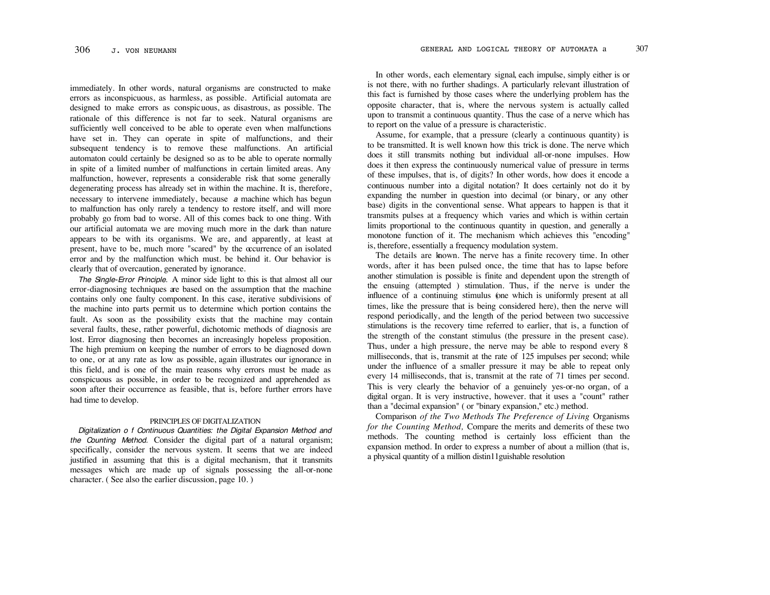immediately. In other words, natural organisms are constructed to make errors as inconspicuous, as harmless, as possible. Artificial automata are designed to make errors as conspicuous, as disastrous, as possible. The rationale of this difference is not far to seek. Natural organisms are sufficiently well conceived to be able to operate even when malfunctions have set in. They can operate in spite of malfunctions, and their subsequent tendency is to remove these malfunctions. An artificial automaton could certainly be designed so as to be able to operate normally in spite of a limited number of malfunctions in certain limited areas. Any malfunction, however, represents a considerable risk that some generally degenerating process has already set in within the machine. It is, therefore, necessary to intervene immediately, because *a* machine which has begun to malfunction has only rarely a tendency to restore itself, and will more probably go from bad to worse. All of this comes back to one thing. With our artificial automata we are moving much more in the dark than nature appears to be with its organisms. We are, and apparently, at least at present, have to be, much more "scared" by the occurrence of an isolated error and by the malfunction which must. be behind it. Our behavior is clearly that of overcaution, generated by ignorance.

*The Single-Error Principle.* A minor side light to this is that almost all our error-diagnosing techniques are based on the assumption that the machine contains only one faulty component. In this case, iterative subdivisions of the machine into parts permit us to determine which portion contains the fault. As soon as the possibility exists that the machine may contain several faults, these, rather powerful, dichotomic methods of diagnosis are lost. Error diagnosing then becomes an increasingly hopeless proposition. The high premium on keeping the number of errors to be diagnosed down to one, or at any rate as low as possible, again illustrates our ignorance in this field, and is one of the main reasons why errors must be made as conspicuous as possible, in order to be recognized and apprehended as soon after their occurrence as feasible, that is, before further errors have had time to develop.

## PRINCIPLES OF DIGITALIZATION

*Digitalization o f Continuous Quantities: the Digital Expansion Method and the Counting Method.* Consider the digital part of a natural organism; specifically, consider the nervous system. It seems that we are indeed justified in assuming that this is a digital mechanism, that it transmits messages which are made up of signals possessing the all-or-none character. ( See also the earlier discussion, page 10. )

In other words, each elementary signal, each impulse, simply either is or is not there, with no further shadings. A particularly relevant illustration of this fact is furnished by those cases where the underlying problem has the opposite character, that is, where the nervous system is actually called upon to transmit a continuous quantity. Thus the case of a nerve which has to report on the value of a pressure is characteristic.

Assume, for example, that a pressure (clearly a continuous quantity) is to be transmitted. It is well known how this trick is done. The nerve which does it still transmits nothing but individual all-or-none impulses. How does it then express the continuously numerical value of pressure in terms of these impulses, that is, of digits? In other words, how does it encode a continuous number into a digital notation? It does certainly not do it by expanding the number in question into decimal (or binary, or any other base) digits in the conventional sense. What appears to happen is that it transmits pulses at a frequency which varies and which is within certain limits proportional to the continuous quantity in question, and generally a monotone function of it. The mechanism which achieves this "encoding" is, therefore, essentially a frequency modulation system.

The details are known. The nerve has a finite recovery time. In other words, after it has been pulsed once, the time that has to lapse before another stimulation is possible is finite and dependent upon the strength of the ensuing (attempted ) stimulation. Thus, if the nerve is under the influence of a continuing stimulus (one which is uniformly present at all times, like the pressure that is being considered here), then the nerve will respond periodically, and the length of the period between two successive stimulations is the recovery time referred to earlier, that is, a function of the strength of the constant stimulus (the pressure in the present case). Thus, under a high pressure, the nerve may be able to respond every 8 milliseconds, that is, transmit at the rate of 125 impulses per second; while under the influence of a smaller pressure it may be able to repeat only every 14 milliseconds, that is, transmit at the rate of 71 times per second. This is very clearly the behavior of a genuinely yes-or-no organ, of a digital organ. It is very instructive, however. that it uses a "count" rather than a "decimal expansion" ( or "binary expansion," etc.) method.

Comparison *of the Two Methods The Preference of Living* Organisms *for the Counting Method,* Compare the merits and demerits of these two methods. The counting method is certainly loss efficient than the expansion method. In order to express a number of about a million (that is, a physical quantity of a million distin11guishable resolution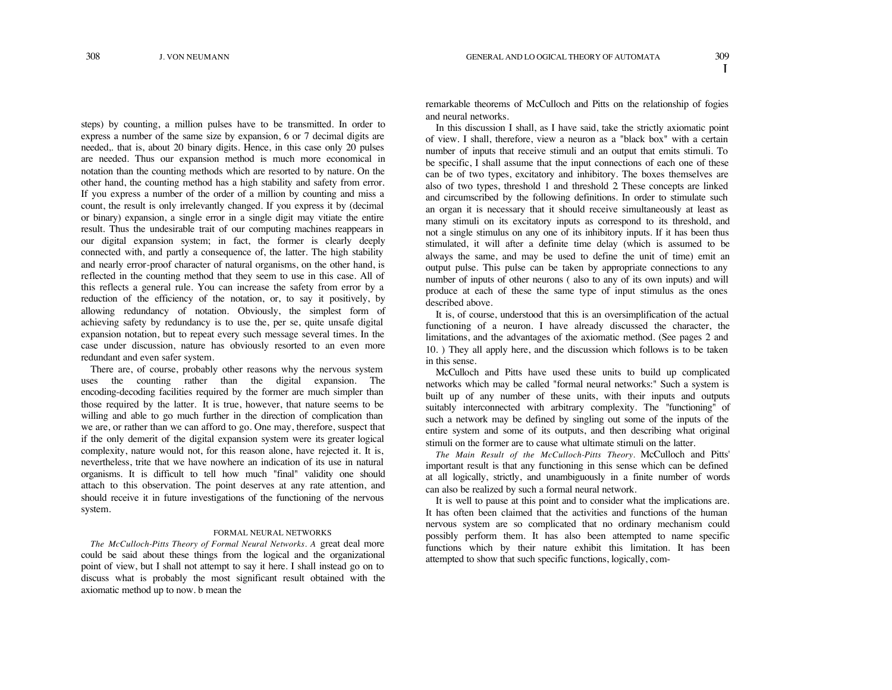steps) by counting, a million pulses have to be transmitted. In order to express a number of the same size by expansion, 6 or 7 decimal digits are needed,. that is, about 20 binary digits. Hence, in this case only 20 pulses are needed. Thus our expansion method is much more economical in notation than the counting methods which are resorted to by nature. On the other hand, the counting method has a high stability and safety from error. If you express a number of the order of a million by counting and miss a count, the result is only irrelevantly changed. If you express it by (decimal or binary) expansion, a single error in a single digit may vitiate the entire result. Thus the undesirable trait of our computing machines reappears in our digital expansion system; in fact, the former is clearly deeply connected with, and partly a consequence of, the latter. The high stability and nearly error-proof character of natural organisms, on the other hand, is reflected in the counting method that they seem to use in this case. All of this reflects a general rule. You can increase the safety from error by a reduction of the efficiency of the notation, or, to say it positively, by allowing redundancy of notation. Obviously, the simplest form of achieving safety by redundancy is to use the, per se, quite unsafe digital expansion notation, but to repeat every such message several times. In the case under discussion, nature has obviously resorted to an even more redundant and even safer system.

There are, of course, probably other reasons why the nervous system uses the counting rather than the digital expansion. The encoding-decoding facilities required by the former are much simpler than those required by the latter. It is true, however, that nature seems to be willing and able to go much further in the direction of complication than we are, or rather than we can afford to go. One may, therefore, suspect that if the only demerit of the digital expansion system were its greater logical complexity, nature would not, for this reason alone, have rejected it. It is, nevertheless, trite that we have nowhere an indication of its use in natural organisms. It is difficult to tell how much "final" validity one should attach to this observation. The point deserves at any rate attention, and should receive it in future investigations of the functioning of the nervous system.

## FORMAL NEURAL NETWORKS

*The McCulloch-Pitts Theory of Formal Neural Networks.* A great deal more could be said about these things from the logical and the organizational point of view, but I shall not attempt to say it here. I shall instead go on to discuss what is probably the most significant result obtained with the axiomatic method up to now. b mean the remarkable theorems of McCulloch and Pitts on the relationship of fogies and neural networks.

In this discussion I shall, as I have said, take the strictly axiomatic point of view. I shall, therefore, view a neuron as a "black box" with a certain number of inputs that receive stimuli and an output that emits stimuli. To be specific, I shall assume that the input connections of each one of these can be of two types, excitatory and inhibitory. The boxes themselves are also of two types, threshold 1 and threshold 2 These concepts are linked and circumscribed by the following definitions. In order to stimulate such an organ it is necessary that it should receive simultaneously at least as many stimuli on its excitatory inputs as correspond to its threshold, and not a single stimulus on any one of its inhibitory inputs. If it has been thus stimulated, it will after a definite time delay (which is assumed to be always the same, and may be used to define the unit of time) emit an output pulse. This pulse can be taken by appropriate connections to any number of inputs of other neurons ( also to any of its own inputs) and will produce at each of these the same type of input stimulus as the ones described above.

It is, of course, understood that this is an oversimplification of the actual functioning of a neuron. I have already discussed the character, the limitations, and the advantages of the axiomatic method. (See pages 2 and 10. ) They all apply here, and the discussion which follows is to be taken in this sense.

McCulloch and Pitts have used these units to build up complicated networks which may be called "formal neural networks:" Such a system is built up of any number of these units, with their inputs and outputs suitably interconnected with arbitrary complexity. The "functioning" of such a network may be defined by singling out some of the inputs of the entire system and some of its outputs, and then describing what original stimuli on the former are to cause what ultimate stimuli on the latter.

*The Main Result of the McCulloch-Pitts Theory.* McCulloch and Pitts' important result is that any functioning in this sense which can be defined at all logically, strictly, and unambiguously in a finite number of words can also be realized by such a formal neural network.

It is well to pause at this point and to consider what the implications are. It has often been claimed that the activities and functions of the human nervous system are so complicated that no ordinary mechanism could possibly perform them. It has also been attempted to name specific functions which by their nature exhibit this limitation. It has been attempted to show that such specific functions, logically, com-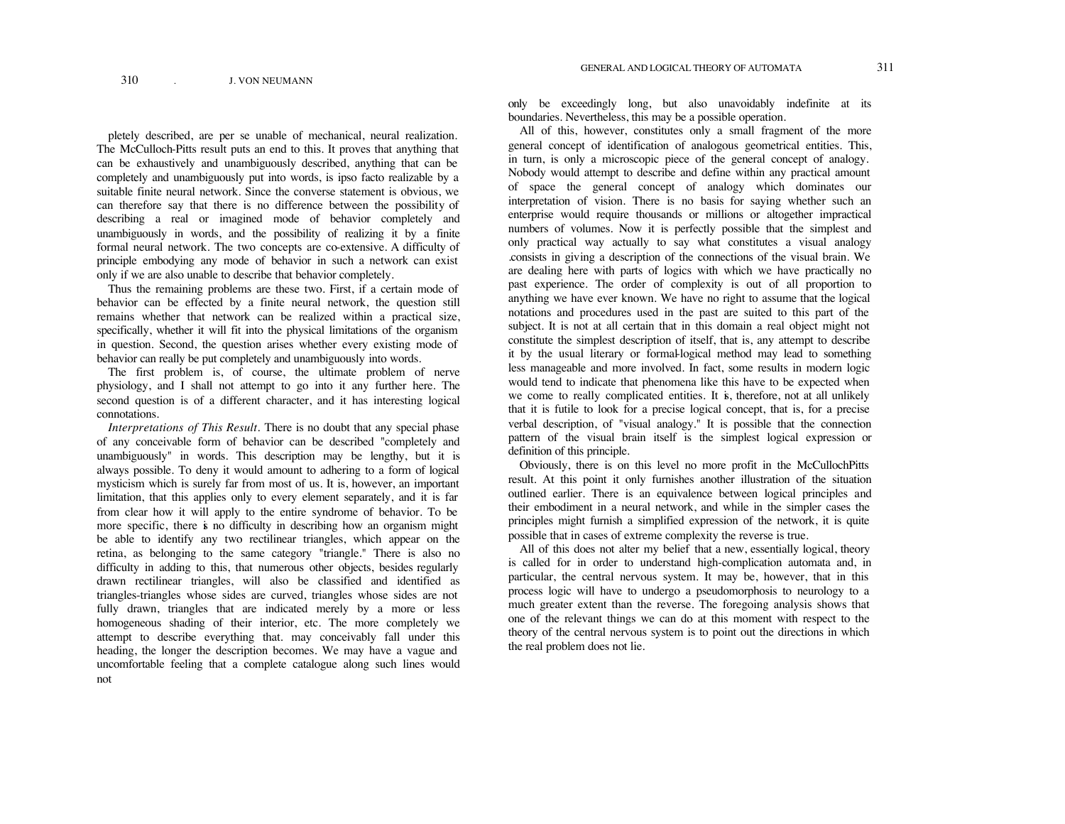pletely described, are per se unable of mechanical, neural realization. The McCulloch-Pitts result puts an end to this. It proves that anything that can be exhaustively and unambiguously described, anything that can be completely and unambiguously put into words, is ipso facto realizable by a suitable finite neural network. Since the converse statement is obvious, we can therefore say that there is no difference between the possibility of describing a real or imagined mode of behavior completely and unambiguously in words, and the possibility of realizing it by a finite formal neural network. The two concepts are co-extensive. A difficulty of principle embodying any mode of behavior in such a network can exist only if we are also unable to describe that behavior completely.

Thus the remaining problems are these two. First, if a certain mode of behavior can be effected by a finite neural network, the question still remains whether that network can be realized within a practical size, specifically, whether it will fit into the physical limitations of the organism in question. Second, the question arises whether every existing mode of behavior can really be put completely and unambiguously into words.

The first problem is, of course, the ultimate problem of nerve physiology, and I shall not attempt to go into it any further here. The second question is of a different character, and it has interesting logical connotations.

*Interpretations of This Result*. There is no doubt that any special phase of any conceivable form of behavior can be described "completely and unambiguously" in words. This description may be lengthy, but it is always possible. To deny it would amount to adhering to a form of logical mysticism which is surely far from most of us. It is, however, an important limitation, that this applies only to every element separately, and it is far from clear how it will apply to the entire syndrome of behavior. To be more specific, there is no difficulty in describing how an organism might be able to identify any two rectilinear triangles, which appear on the retina, as belonging to the same category "triangle." There is also no difficulty in adding to this, that numerous other objects, besides regularly drawn rectilinear triangles, will also be classified and identified as triangles-triangles whose sides are curved, triangles whose sides are not fully drawn, triangles that are indicated merely by a more or less homogeneous shading of their interior, etc. The more completely we attempt to describe everything that may conceivably fall under this heading, the longer the description becomes. We may have a vague and uncomfortable feeling that a complete catalogue along such lines would not only be exceedingly long, but also unavoidably indefinite at its boundaries. Nevertheless, this may be a possible operation.

All of this, however, constitutes only a small fragment of the more general concept of identification of analogous geometrical entities. This, in turn, is only a microscopic piece of the general concept of analogy. Nobody would attempt to describe and define within any practical amount of space the general concept of analogy which dominates our interpretation of vision. There is no basis for saying whether such an enterprise would require thousands or millions or altogether impractical numbers of volumes. Now it is perfectly possible that the simplest and only practical way actually to say what constitutes a visual analogy consists in giving a description of the connections of the visual brain. We are dealing here with parts of logics with which we have practically no past experience. The order of complexity is out of all proportion to anything we have ever known. We have no right to assume that the logical notations and procedures used in the past are suited to this part of the subject. It is not at all certain that in this domain a real object might not constitute the simplest description of itself, that is, any attempt to describe it by the usual literary or formal-logical method may lead to something less manageable and more involved. In fact, some results in modern logic would tend to indicate that phenomena like this have to be expected when we come to really complicated entities. It is, therefore, not at all unlikely that it is futile to look for a precise logical concept, that is, for a precise verbal description, of "visual analogy." It is possible that the connection pattern of the visual brain itself is the simplest logical expression or definition of this principle.

Obviously, there is on this level no more profit in the McCullochPitts result. At this point it only furnishes another illustration of the situation outlined earlier. There is an equivalence between logical principles and their embodiment in a neural network, and while in the simpler cases the principles might furnish a simplified expression of the network, it is quite possible that in cases of extreme complexity the reverse is true.

All of this does not alter my belief that a new, essentially logical, theory is called for in order to understand high-complication automata and, in particular, the central nervous system. It may be, however, that in this process logic will have to undergo a pseudomorphosis to neurology to a much greater extent than the reverse. The foregoing analysis shows that one of the relevant things we can do at this moment with respect to the theory of the central nervous system is to point out the directions in which the real problem does not lie.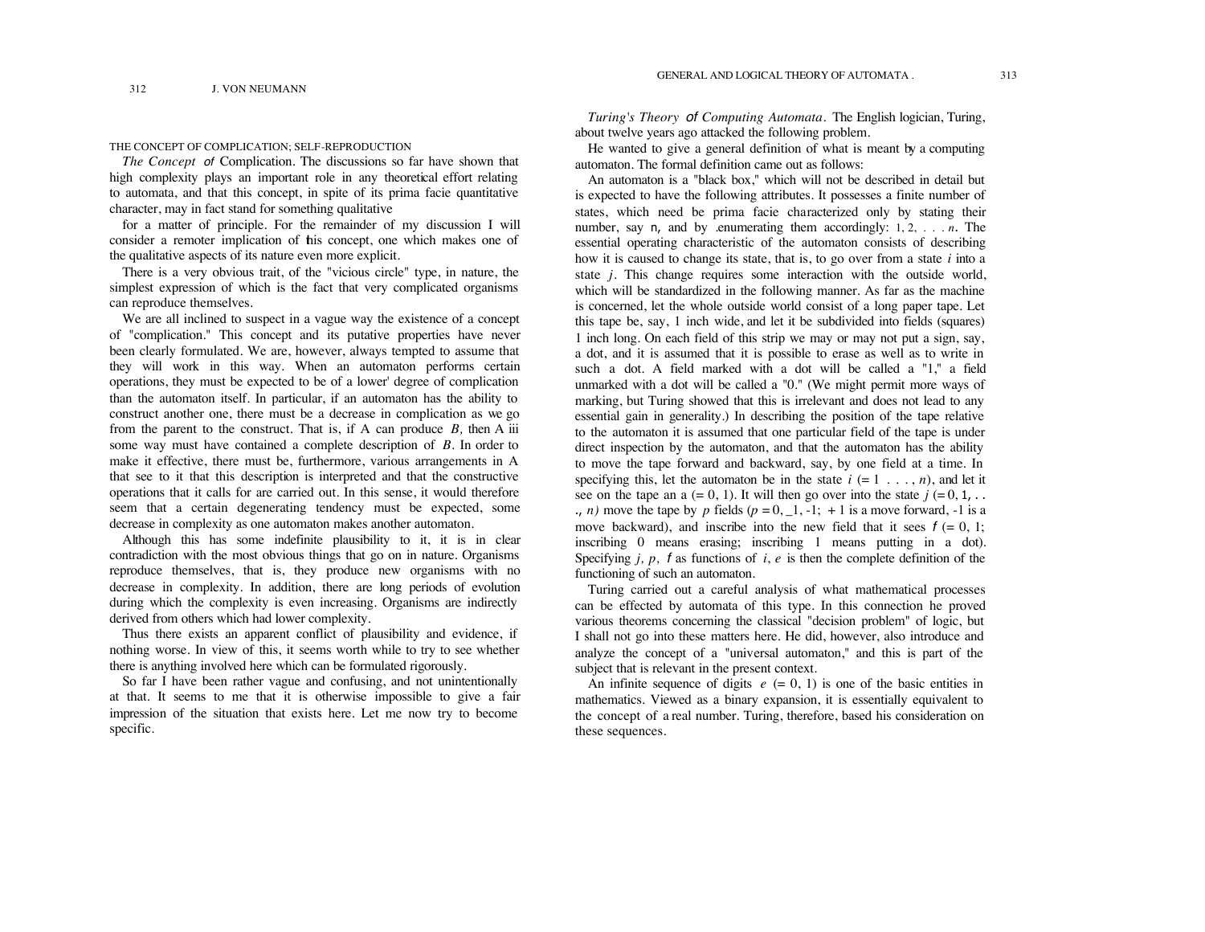## THE CONCEPT OF COMPLICATION; SELF-REPRODUCTION

*The Concept of Complication.* The discussions so far have shown that high complexity plays an important role in any theoretical effort relating to automata, and that this concept, in spite of its prima facie quantitative character, may in fact stand for something qualitative

for a matter of principle. For the remainder of my discussion I will consider a remoter implication of this concept, one which makes one of the qualitative aspects of its nature even more explicit.

There is a very obvious trait, of the "vicious circle" type, in nature, the simplest expression of which is the fact that very complicated organisms can reproduce themselves.

We are all inclined to suspect in a vague way the existence of a concept of "complication." This concept and its putative properties have never been clearly formulated. We are, however, always tempted to assume that they will work in this way. When an automaton performs certain operations, they must be expected to be of a lower' degree of complication than the automaton itself. In particular, if an automaton has the ability to construct another one, there must be a decrease in complication as we go from the parent to the construct. That is, if A can produce *B,* then A iii some way must have contained a complete description of *B*. In order to make it effective, there must be, furthermore, various arrangements in A that see to it that this description is interpreted and that the constructive operations that it calls for are carried out. In this sense, it would therefore seem that a certain degenerating tendency must be expected, some decrease in complexity as one automaton makes another automaton.

Although this has some indefinite plausibility to it, it is in clear contradiction with the most obvious things that go on in nature. Organisms reproduce themselves, that is, they produce new organisms with no decrease in complexity. In addition, there are long periods of evolution during which the complexity is even increasing. Organisms are indirectly derived from others which had lower complexity.

Thus there exists an apparent conflict of plausibility and evidence, if nothing worse. In view of this, it seems worth while to try to see whether there is anything involved here which can be formulated rigorously.

So far I have been rather vague and confusing, and not unintentionally at that. It seems to me that it is otherwise impossible to give a fair impression of the situation that exists here. Let me now try to become specific.

*Turing's Theory of Computing Automata.* The English logician, Turing, about twelve years ago attacked the following problem.

He wanted to give a general definition of what is meant by a computing automaton. The formal definition came out as follows:

An automaton is a "black box," which will not be described in detail but is expected to have the following attributes. It possesses a finite number of states, which need be prima facie characterized only by stating their number, say $n$, and by .enumerating them accordingly: $1, 2, \ldots n$. The essential operating characteristic of the automaton consists of describing how it is caused to change its state, that is, to go over from a state $i$ into a state $j$. This change requires some interaction with the outside world, which will be standardized in the following manner. As far as the machine is concerned, let the whole outside world consist of a long paper tape. Let this tape be, say, 1 inch wide, and let it be subdivided into fields (squares) 1 inch long. On each field of this strip we may or may not put a sign, say, a dot, and it is assumed that it is possible to erase as well as to write in such a dot. A field marked with a dot will be called a "1," a field unmarked with a dot will be called a "0." (We might permit more ways of marking, but Turing showed that this is irrelevant and does not lead to any essential gain in generality.) In describing the position of the tape relative to the automaton it is assumed that one particular field of the tape is under direct inspection by the automaton, and that the automaton has the ability to move the tape forward and backward, say, by one field at a time. In specifying this, let the automaton be in the state $i$ ($= 1 \ldots, n$), and let it see on the tape an a ($= 0, 1$). It will then go over into the state $j$ ($= 0, 1, \ldots, n$) move the tape by $p$ fields ($p = 0, \_1, -1$; $+1$ is a move forward, $-1$ is a move backward), and inscribe into the new field that it sees $f$ ($= 0, 1$; inscribing 0 means erasing; inscribing 1 means putting in a dot). Specifying $j$, $p$, $f$ as functions of $i$, $e$ is then the complete definition of the functioning of such an automaton.

Turing carried out a careful analysis of what mathematical processes can be effected by automata of this type. In this connection he proved various theorems concerning the classical "decision problem" of logic, but I shall not go into these matters here. He did, however, also introduce and analyze the concept of a "universal automaton," and this is part of the subject that is relevant in the present context.

An infinite sequence of digits $e$ ($= 0, 1$) is one of the basic entities in mathematics. Viewed as a binary expansion, it is essentially equivalent to the concept of a real number. Turing, therefore, based his consideration on these sequences.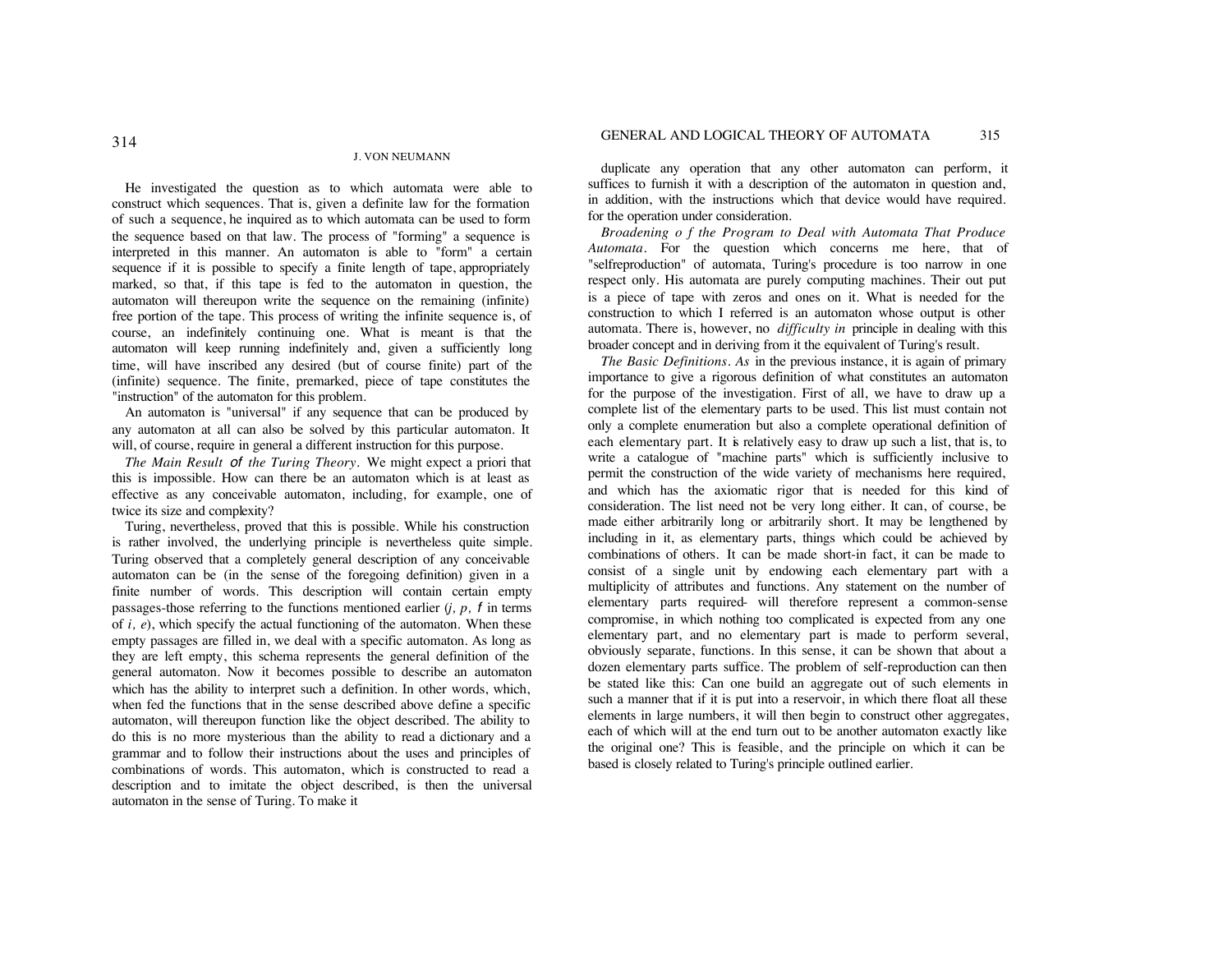He investigated the question as to which automata were able to construct which sequences. That is, given a definite law for the formation of such a sequence, he inquired as to which automata can be used to form the sequence based on that law. The process of "forming" a sequence is interpreted in this manner. An automaton is able to "form" a certain sequence if it is possible to specify a finite length of tape, appropriately marked, so that, if this tape is fed to the automaton in question, the automaton will thereupon write the sequence on the remaining (infinite) free portion of the tape. This process of writing the infinite sequence is, of course, an indefinitely continuing one. What is meant is that the automaton will keep running indefinitely and, given a sufficiently long time, will have inscribed any desired (but of course finite) part of the (infinite) sequence. The finite, premarked, piece of tape constitutes the "instruction" of the automaton for this problem.

An automaton is "universal" if any sequence that can be produced by any automaton at all can also be solved by this particular automaton. It will, of course, require in general a different instruction for this purpose.

*The Main Result of the Turing Theory*. We might expect a priori that this is impossible. How can there be an automaton which is at least as effective as any conceivable automaton, including, for example, one of twice its size and complexity?

Turing, nevertheless, proved that this is possible. While his construction is rather involved, the underlying principle is nevertheless quite simple. Turing observed that a completely general description of any conceivable automaton can be (in the sense of the foregoing definition) given in a finite number of words. This description will contain certain empty passages-those referring to the functions mentioned earlier ($j$, $p$, $f$ in terms of $i$, $e$), which specify the actual functioning of the automaton. When these empty passages are filled in, we deal with a specific automaton. As long as they are left empty, this schema represents the general definition of the general automaton. Now it becomes possible to describe an automaton which has the ability to interpret such a definition. In other words, which, when fed the functions that in the sense described above define a specific automaton, will thereupon function like the object described. The ability to do this is no more mysterious than the ability to read a dictionary and a grammar and to follow their instructions about the uses and principles of combinations of words. This automaton, which is constructed to read a description and to imitate the object described, is then the universal automaton in the sense of Turing. To make it duplicate any operation that any other automaton can perform, it suffices to furnish it with a description of the automaton in question and, in addition, with the instructions which that device would have required. for the operation under consideration.

*Broadening of the Program to Deal with Automata That Produce Automata*. For the question which concerns me here, that of "selfreproduction" of automata, Turing's procedure is too narrow in one respect only. His automata are purely computing machines. Their out put is a piece of tape with zeros and ones on it. What is needed for the construction to which I referred is an automaton whose output is other automata. There is, however, no *difficulty in* principle in dealing with this broader concept and in deriving from it the equivalent of Turing's result.

*The Basic Definitions*. As in the previous instance, it is again of primary importance to give a rigorous definition of what constitutes an automaton for the purpose of the investigation. First of all, we have to draw up a complete list of the elementary parts to be used. This list must contain not only a complete enumeration but also a complete operational definition of each elementary part. It is relatively easy to draw up such a list, that is, to write a catalogue of "machine parts" which is sufficiently inclusive to permit the construction of the wide variety of mechanisms here required, and which has the axiomatic rigor that is needed for this kind of consideration. The list need not be very long either. It can, of course, be made either arbitrarily long or arbitrarily short. It may be lengthened by including in it, as elementary parts, things which could be achieved by combinations of others. It can be made short-in fact, it can be made to consist of a single unit by endowing each elementary part with a multiplicity of attributes and functions. Any statement on the number of elementary parts required- will therefore represent a common-sense compromise, in which nothing too complicated is expected from any one elementary part, and no elementary part is made to perform several, obviously separate, functions. In this sense, it can be shown that about a dozen elementary parts suffice. The problem of self-reproduction can then be stated like this: Can one build an aggregate out of such elements in such a manner that if it is put into a reservoir, in which there float all these elements in large numbers, it will then begin to construct other aggregates, each of which will at the end turn out to be another automaton exactly like the original one? This is feasible, and the principle on which it can be based is closely related to Turing's principle outlined earlier.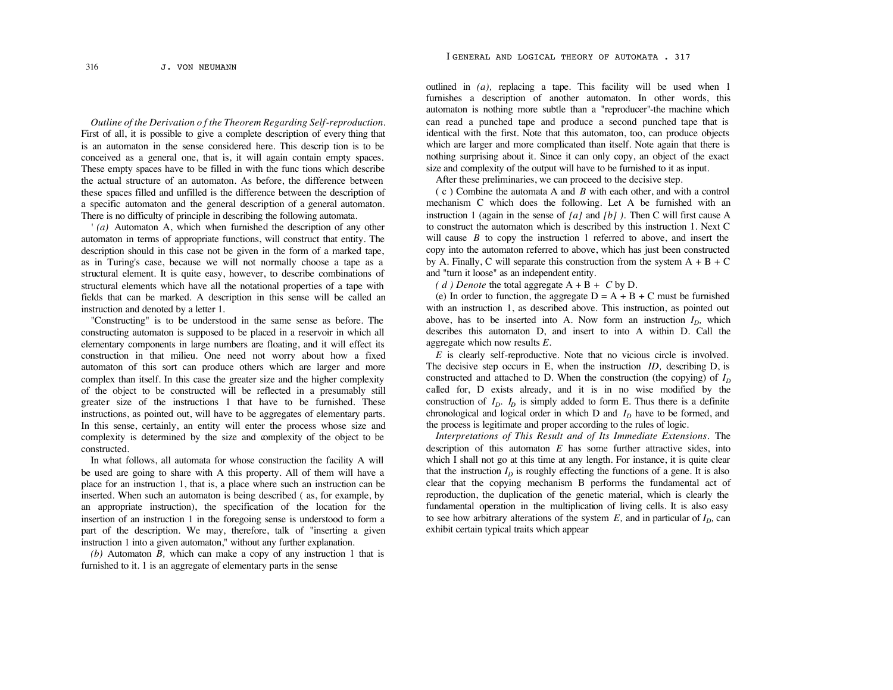*Outline of the Derivation of the Theorem Regarding Self-reproduction.* First of all, it is possible to give a complete description of every thing that is an automaton in the sense considered here. This description is to be conceived as a general one, that is, it will again contain empty spaces. These empty spaces have to be filled in with the functions which describe the actual structure of an automaton. As before, the difference between these spaces filled and unfilled is the difference between the description of a specific automaton and the general description of a general automaton. There is no difficulty of principle in describing the following automata.

*(a)* Automaton A, which when furnished the description of any other automaton in terms of appropriate functions, will construct that entity. The description should in this case not be given in the form of a marked tape, as in Turing's case, because we will not normally choose a tape as a structural element. It is quite easy, however, to describe combinations of structural elements which have all the notational properties of a tape with fields that can be marked. A description in this sense will be called an instruction and denoted by a letter I.

"Constructing" is to be understood in the same sense as before. The constructing automaton is supposed to be placed in a reservoir in which all elementary components in large numbers are floating, and it will effect its construction in that milieu. One need not worry about how a fixed automaton of this sort can produce others which are larger and more complex than itself. In this case the greater size and the higher complexity of the object to be constructed will be reflected in a presumably still greater size of the instructions I that have to be furnished. These instructions, as pointed out, will have to be aggregates of elementary parts. In this sense, certainly, an entity will enter the process whose size and complexity is determined by the size and complexity of the object to be constructed.

In what follows, all automata for whose construction the facility A will be used are going to share with A this property. All of them will have a place for an instruction I, that is, a place where such an instruction can be inserted. When such an automaton is being described (as, for example, by an appropriate instruction), the specification of the location for the insertion of an instruction I in the foregoing sense is understood to form a part of the description. We may, therefore, talk of "inserting a given instruction I into a given automaton," without any further explanation.

*(b)* Automaton *B*, which can make a copy of any instruction I that is furnished to it. I is an aggregate of elementary parts in the sense outlined in *(a)*, replacing a tape. This facility will be used when I furnishes a description of another automaton. In other words, this automaton is nothing more subtle than a "reproducer"-the machine which can read a punched tape and produce a second punched tape that is identical with the first. Note that this automaton, too, can produce objects which are larger and more complicated than itself. Note again that there is nothing surprising about it. Since it can only copy, an object of the exact size and complexity of the output will have to be furnished to it as input.

After these preliminaries, we can proceed to the decisive step.

(c) Combine the automata A and *B* with each other, and with a control mechanism C which does the following. Let A be furnished with an instruction I (again in the sense of *[a]* and *[b]*). Then C will first cause A to construct the automaton which is described by this instruction I. Next C will cause *B* to copy the instruction I referred to above, and insert the copy into the automaton referred to above, which has just been constructed by A. Finally, C will separate this construction from the system A + B + C and "turn it loose" as an independent entity.

*(d) Denote* the total aggregate A + B + *C* by D.

(e) In order to function, the aggregate D = A + B + C must be furnished with an instruction I, as described above. This instruction, as pointed out above, has to be inserted into A. Now form an instruction $I_D$, which describes this automaton D, and insert to into A within D. Call the aggregate which now results *E*.

*E* is clearly self-reproductive. Note that no vicious circle is involved. The decisive step occurs in E, when the instruction *ID*, describing D, is constructed and attached to D. When the construction (the copying) of $I_D$ called for, D exists already, and it is in no wise modified by the construction of $I_D$. $I_D$ is simply added to form E. Thus there is a definite chronological and logical order in which D and $I_D$ have to be formed, and the process is legitimate and proper according to the rules of logic.

*Interpretations of This Result and of Its Immediate Extensions.* The description of this automaton *E* has some further attractive sides, into which I shall not go at this time at any length. For instance, it is quite clear that the instruction $I_D$ is roughly effecting the functions of a gene. It is also clear that the copying mechanism B performs the fundamental act of reproduction, the duplication of the genetic material, which is clearly the fundamental operation in the multiplication of living cells. It is also easy to see how arbitrary alterations of the system *E*, and in particular of $I_D$, can exhibit certain typical traits which appear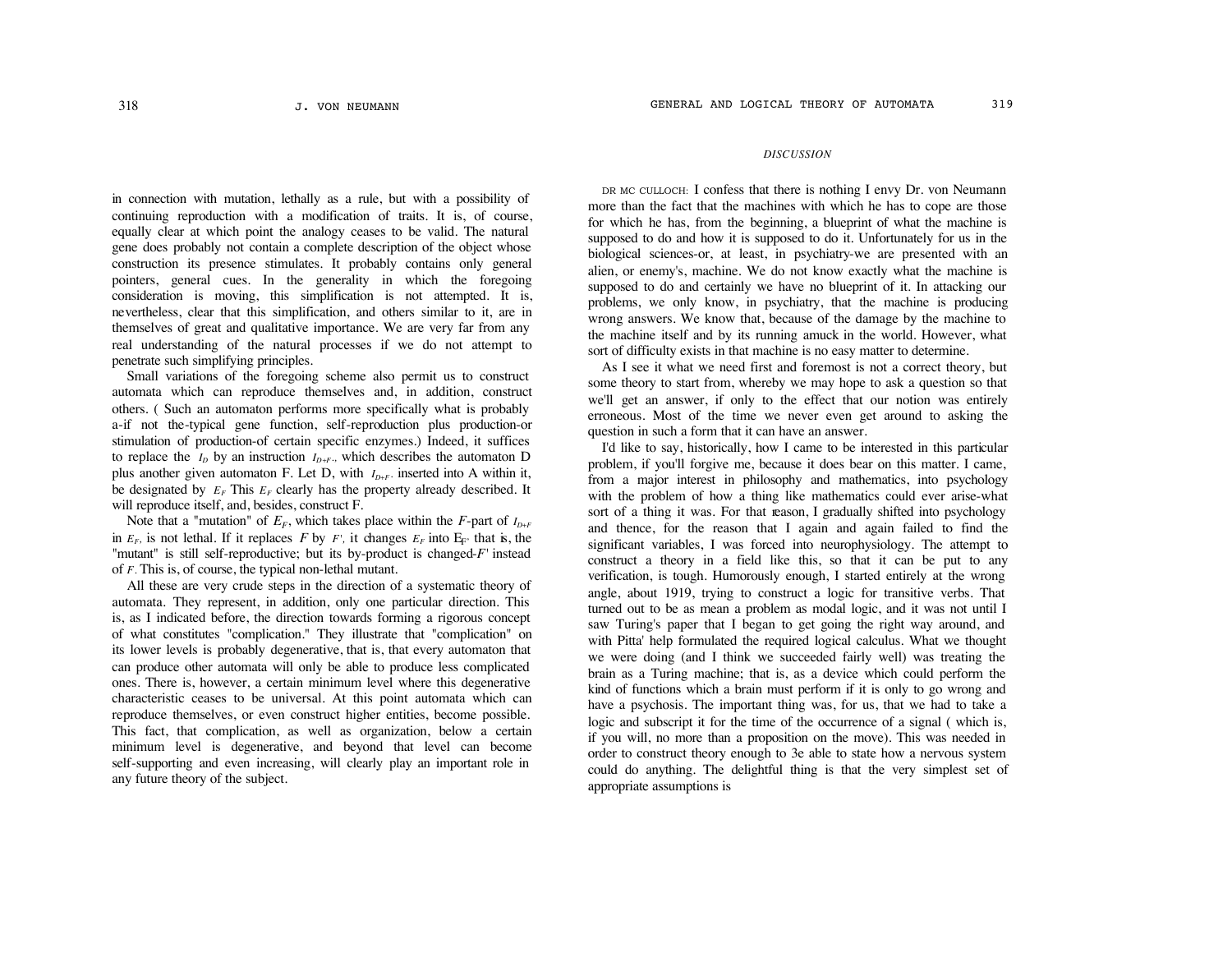in connection with mutation, lethally as a rule, but with a possibility of continuing reproduction with a modification of traits. It is, of course, equally clear at which point the analogy ceases to be valid. The natural gene does probably not contain a complete description of the object whose construction its presence stimulates. It probably contains only general pointers, general cues. In the generality in which the foregoing consideration is moving, this simplification is not attempted. It is, nevertheless, clear that this simplification, and others similar to it, are in themselves of great and qualitative importance. We are very far from any real understanding of the natural processes if we do not attempt to penetrate such simplifying principles.

Small variations of the foregoing scheme also permit us to construct automata which can reproduce themselves and, in addition, construct others. ( Such an automaton performs more specifically what is probably a-if not the-typical gene function, self-reproduction plus production-or stimulation of production-of certain specific enzymes.) Indeed, it suffices to replace the $I_D$ by an instruction $I_{D+F}$, which describes the automaton D plus another given automaton F. Let D, with $I_{D+F}$ inserted into A within it, be designated by $E_F$. This $E_F$ clearly has the property already described. It will reproduce itself, and, besides, construct F.

Note that a "mutation" of $E_F$, which takes place within the $F$-part of $I_{D+F}$ in $E_F$, is not lethal. If it replaces $F$ by $F'$, it changes $E_F$ into $E_{F'}$ that is, the "mutant" is still self-reproductive; but its by-product is changed-$F'$ instead of $F$. This is, of course, the typical non-lethal mutant.

All these are very crude steps in the direction of a systematic theory of automata. They represent, in addition, only one particular direction. This is, as I indicated before, the direction towards forming a rigorous concept of what constitutes "complication." They illustrate that "complication" on its lower levels is probably degenerative, that is, that every automaton that can produce other automata will only be able to produce less complicated ones. There is, however, a certain minimum level where this degenerative characteristic ceases to be universal. At this point automata which can reproduce themselves, or even construct higher entities, become possible. This fact, that complication, as well as organization, below a certain minimum level is degenerative, and beyond that level can become self-supporting and even increasing, will clearly play an important role in any future theory of the subject.

## *DISCUSSION*

DR MC CULLOCH: I confess that there is nothing I envy Dr. von Neumann more than the fact that the machines with which he has to cope are those for which he has, from the beginning, a blueprint of what the machine is supposed to do and how it is supposed to do it. Unfortunately for us in the biological sciences-or, at least, in psychiatry-we are presented with an alien, or enemy's, machine. We do not know exactly what the machine is supposed to do and certainly we have no blueprint of it. In attacking our problems, we only know, in psychiatry, that the machine is producing wrong answers. We know that, because of the damage by the machine to the machine itself and by its running amuck in the world. However, what sort of difficulty exists in that machine is no easy matter to determine.

As I see it what we need first and foremost is not a correct theory, but some theory to start from, whereby we may hope to ask a question so that we'll get an answer, if only to the effect that our notion was entirely erroneous. Most of the time we never even get around to asking the question in such a form that it can have an answer.

I'd like to say, historically, how I came to be interested in this particular problem, if you'll forgive me, because it does bear on this matter. I came, from a major interest in philosophy and mathematics, into psychology with the problem of how a thing like mathematics could ever arise-what sort of a thing it was. For that reason, I gradually shifted into psychology and thence, for the reason that I again and again failed to find the significant variables, I was forced into neurophysiology. The attempt to construct a theory in a field like this, so that it can be put to any verification, is tough. Humorously enough, I started entirely at the wrong angle, about 1919, trying to construct a logic for transitive verbs. That turned out to be as mean a problem as modal logic, and it was not until I saw Turing's paper that I began to get going the right way around, and with Pitta' help formulated the required logical calculus. What we thought we were doing (and I think we succeeded fairly well) was treating the brain as a Turing machine; that is, as a device which could perform the kind of functions which a brain must perform if it is only to go wrong and have a psychosis. The important thing was, for us, that we had to take a logic and subscript it for the time of the occurrence of a signal ( which is, if you will, no more than a proposition on the move). This was needed in order to construct theory enough to 3e able to state how a nervous system could do anything. The delightful thing is that the very simplest set of appropriate assumptions is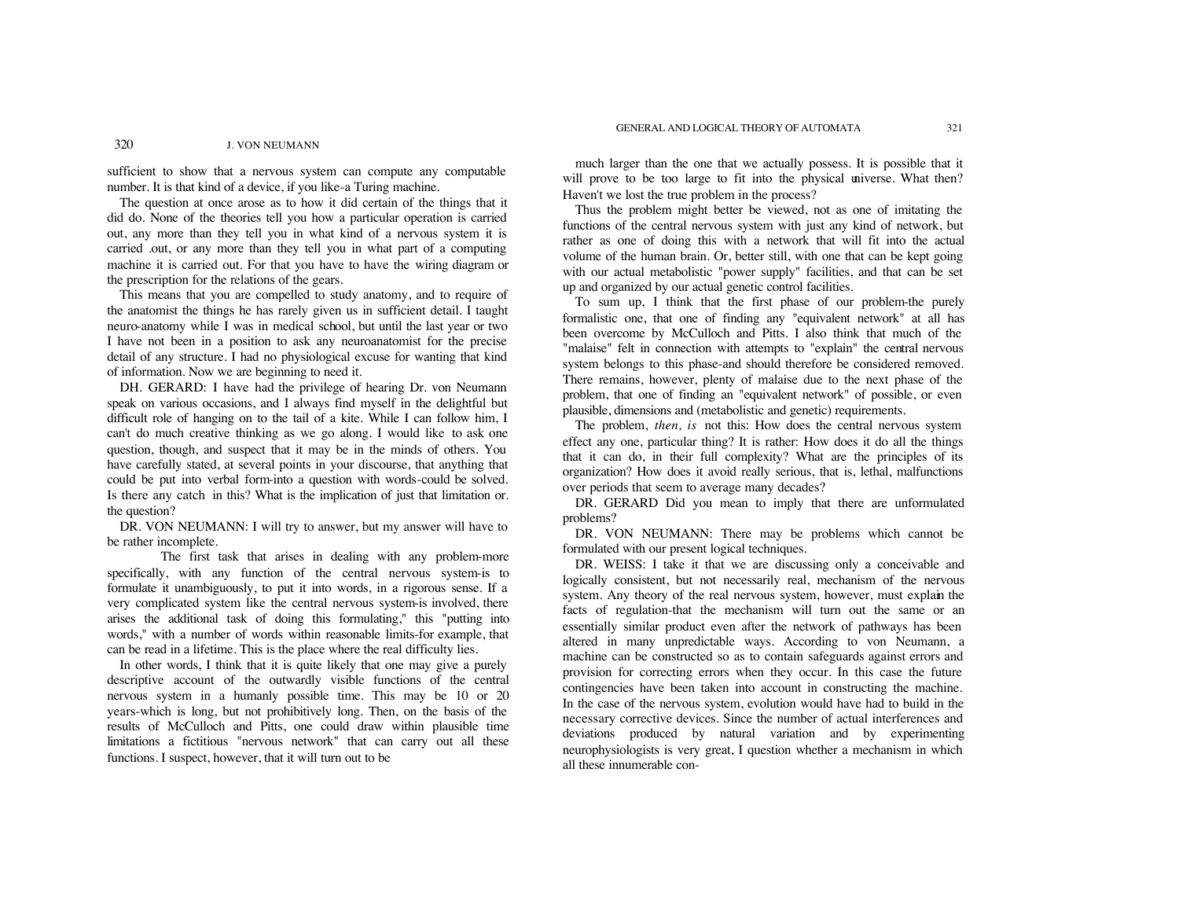sufficient to show that a nervous system can compute any computable number. It is that kind of a device, if you like-a Turing machine.

The question at once arose as to how it did certain of the things that it did do. None of the theories tell you how a particular operation is carried out, any more than they tell you in what kind of a nervous system it is carried .out, or any more than they tell you in what part of a computing machine it is carried out. For that you have to have the wiring diagram or the prescription for the relations of the gears.

This means that you are compelled to study anatomy, and to require of the anatomist the things he has rarely given us in sufficient detail. I taught neuro-anatomy while I was in medical school, but until the last year or two I have not been in a position to ask any neuroanatomist for the precise detail of any structure. I had no physiological excuse for wanting that kind of information. Now we are beginning to need it.

DH. GERARD: I have had the privilege of hearing Dr. von Neumann speak on various occasions, and I always find myself in the delightful but difficult role of hanging on to the tail of a kite. While I can follow him, I can't do much creative thinking as we go along. I would like to ask one question, though, and suspect that it may be in the minds of others. You have carefully stated, at several points in your discourse, that anything that could be put into verbal form-into a question with words-could be solved. Is there any catch in this? What is the implication of just that limitation or. the question?

DR. VON NEUMANN: I will try to answer, but my answer will have to be rather incomplete.

The first task that arises in dealing with any problem-more specifically, with any function of the central nervous system-is to formulate it unambiguously, to put it into words, in a rigorous sense. If a very complicated system like the central nervous system-is involved, there arises the additional task of doing this formulating," this "putting into words," with a number of words within reasonable limits-for example, that can be read in a lifetime. This is the place where the real difficulty lies.

In other words, I think that it is quite likely that one may give a purely descriptive account of the outwardly visible functions of the central nervous system in a humanly possible time. This may be 10 or 20 years-which is long, but not prohibitively long. Then, on the basis of the results of McCulloch and Pitts, one could draw within plausible time limitations a fictitious "nervous network" that can carry out all these functions. I suspect, however, that it will turn out to be much larger than the one that we actually possess. It is possible that it will prove to be too large to fit into the physical universe. What then? Haven't we lost the true problem in the process?

Thus the problem might better be viewed, not as one of imitating the functions of the central nervous system with just any kind of network, but rather as one of doing this with a network that will fit into the actual volume of the human brain. Or, better still, with one that can be kept going with our actual metabolistic "power supply" facilities, and that can be set up and organized by our actual genetic control facilities.

To sum up, I think that the first phase of our problem-the purely formalistic one, that one of finding any "equivalent network" at all has been overcome by McCulloch and Pitts. I also think that much of the "malaise" felt in connection with attempts to "explain" the central nervous system belongs to this phase-and should therefore be considered removed. There remains, however, plenty of malaise due to the next phase of the problem, that one of finding an "equivalent network" of possible, or even plausible, dimensions and (metabolistic and genetic) requirements.

The problem, *then, is* not this: How does the central nervous system effect any one, particular thing? It is rather: How does it do all the things that it can do, in their full complexity? What are the principles of its organization? How does it avoid really serious, that is, lethal, malfunctions over periods that seem to average many decades?

DR. GERARD Did you mean to imply that there are unformulated problems?

DR. VON NEUMANN: There may be problems which cannot be formulated with our present logical techniques.

DR. WEISS: I take it that we are discussing only a conceivable and logically consistent, but not necessarily real, mechanism of the nervous system. Any theory of the real nervous system, however, must explain the facts of regulation-that the mechanism will turn out the same or an essentially similar product even after the network of pathways has been altered in many unpredictable ways. According to von Neumann, a machine can be constructed so as to contain safeguards against errors and provision for correcting errors when they occur. In this case the future contingencies have been taken into account in constructing the machine. In the case of the nervous system, evolution would have had to build in the necessary corrective devices. Since the number of actual interferences and deviations produced by natural variation and by experimenting neurophysiologists is very great, I question whether a mechanism in which all these innumerable con-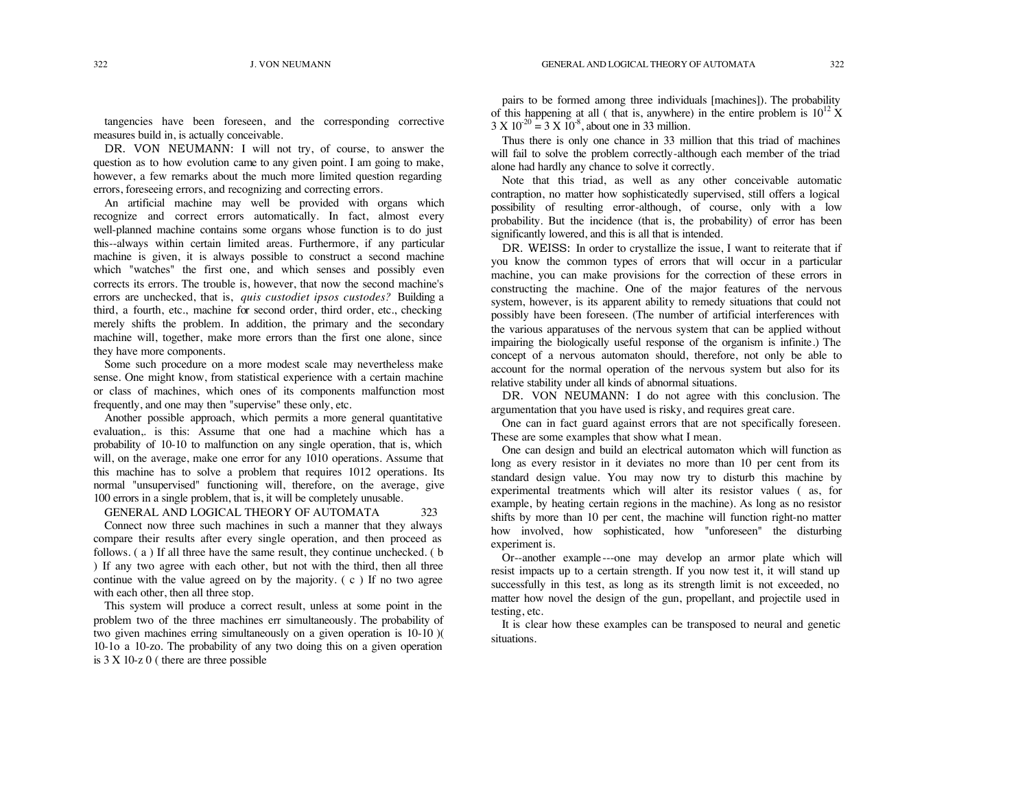tangencies have been foreseen, and the corresponding corrective measures build in, is actually conceivable.

DR. VON NEUMANN: I will not try, of course, to answer the question as to how evolution came to any given point. I am going to make, however, a few remarks about the much more limited question regarding errors, foreseeing errors, and recognizing and correcting errors.

An artificial machine may well be provided with organs which recognize and correct errors automatically. In fact, almost every well-planned machine contains some organs whose function is to do just this--always within certain limited areas. Furthermore, if any particular machine is given, it is always possible to construct a second machine which "watches" the first one, and which senses and possibly even corrects its errors. The trouble is, however, that now the second machine's errors are unchecked, that is, *quis custodiet ipsos custodes?* Building a third, a fourth, etc., machine for second order, third order, etc., checking merely shifts the problem. In addition, the primary and the secondary machine will, together, make more errors than the first one alone, since they have more components.

Some such procedure on a more modest scale may nevertheless make sense. One might know, from statistical experience with a certain machine or class of machines, which ones of its components malfunction most frequently, and one may then "supervise" these only, etc.

Another possible approach, which permits a more general quantitative evaluation,. is this: Assume that one had a machine which has a probability of $10^{-10}$ to malfunction on any single operation, that is, which will, on the average, make one error for any $10^{10}$ operations. Assume that this machine has to solve a problem that requires $10^{12}$ operations. Its normal "unsupervised" functioning will, therefore, on the average, give 100 errors in a single problem, that is, it will be completely unusable.

Connect now three such machines in such a manner that they always compare their results after every single operation, and then proceed as follows. ( a ) If all three have the same result, they continue unchecked. ( b ) If any two agree with each other, but not with the third, then all three continue with the value agreed on by the majority. ( c ) If no two agree with each other, then all three stop.

This system will produce a correct result, unless at some point in the problem two of the three machines err simultaneously. The probability of two given machines erring simultaneously on a given operation is $10^{-10} \times 10^{-10} = 10^{-20}$. The probability of any two doing this on a given operation is $3 \times 10^{-20}$ ( there are three possible pairs to be formed among three individuals [machines]). The probability of this happening at all ( that is, anywhere) in the entire problem is $10^{12} \times 3 \times 10^{-20} = 3 \times 10^{-8}$, about one in 33 million.

Thus there is only one chance in 33 million that this triad of machines will fail to solve the problem correctly-although each member of the triad alone had hardly any chance to solve it correctly.

Note that this triad, as well as any other conceivable automatic contraption, no matter how sophisticatedly supervised, still offers a logical possibility of resulting error-although, of course, only with a low probability. But the incidence (that is, the probability) of error has been significantly lowered, and this is all that is intended.

DR. WEISS: In order to crystallize the issue, I want to reiterate that if you know the common types of errors that will occur in a particular machine, you can make provisions for the correction of these errors in constructing the machine. One of the major features of the nervous system, however, is its apparent ability to remedy situations that could not possibly have been foreseen. (The number of artificial interferences with the various apparatuses of the nervous system that can be applied without impairing the biologically useful response of the organism is infinite.) The concept of a nervous automaton should, therefore, not only be able to account for the normal operation of the nervous system but also for its relative stability under all kinds of abnormal situations.

DR. VON NEUMANN: I do not agree with this conclusion. The argumentation that you have used is risky, and requires great care.

One can in fact guard against errors that are not specifically foreseen. These are some examples that show what I mean.

One can design and build an electrical automaton which will function as long as every resistor in it deviates no more than 10 per cent from its standard design value. You may now try to disturb this machine by experimental treatments which will alter its resistor values ( as, for example, by heating certain regions in the machine). As long as no resistor shifts by more than 10 per cent, the machine will function right-no matter how involved, how sophisticated, how "unforeseen" the disturbing experiment is.

Or--another example---one may develop an armor plate which will resist impacts up to a certain strength. If you now test it, it will stand up successfully in this test, as long as its strength limit is not exceeded, no matter how novel the design of the gun, propellant, and projectile used in testing, etc.

It is clear how these examples can be transposed to neural and genetic situations.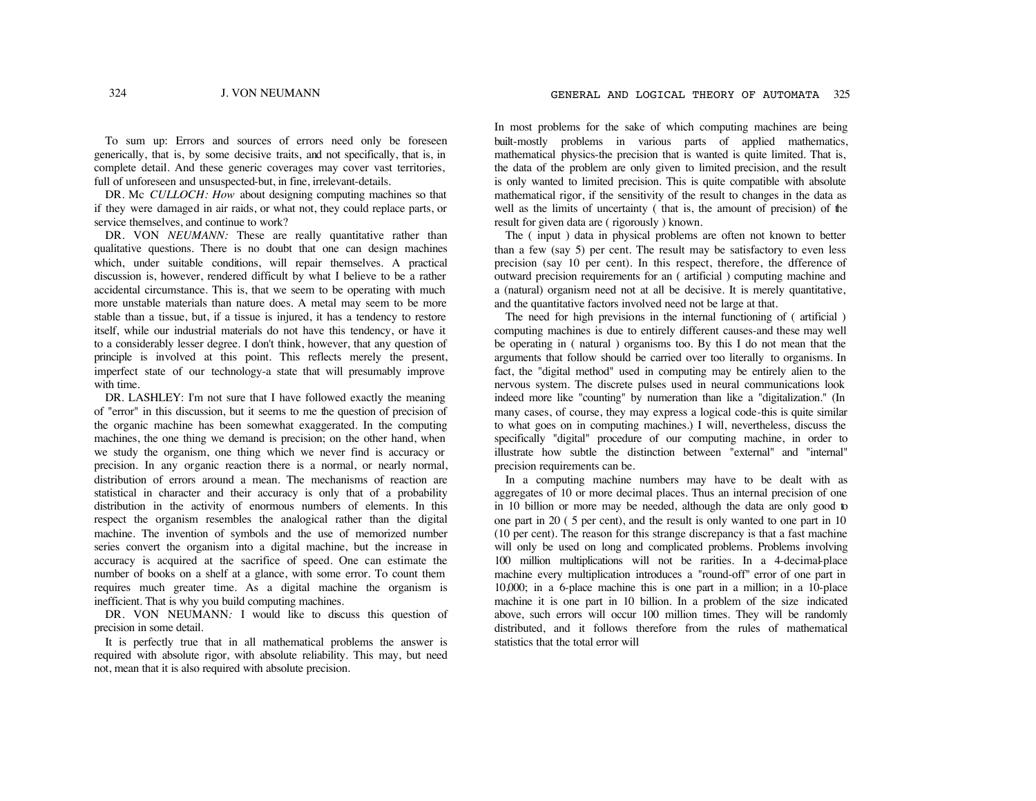To sum up: Errors and sources of errors need only be foreseen generically, that is, by some decisive traits, and not specifically, that is, in complete detail. And these generic coverages may cover vast territories, full of unforeseen and unsuspected-but, in fine, irrelevant-details.

DR. Mc *CULLOCH: How* about designing computing machines so that if they were damaged in air raids, or what not, they could replace parts, or service themselves, and continue to work?

DR. VON *NEUMANN:* These are really quantitative rather than qualitative questions. There is no doubt that one can design machines which, under suitable conditions, will repair themselves. A practical discussion is, however, rendered difficult by what I believe to be a rather accidental circumstance. This is, that we seem to be operating with much more unstable materials than nature does. A metal may seem to be more stable than a tissue, but, if a tissue is injured, it has a tendency to restore itself, while our industrial materials do not have this tendency, or have it to a considerably lesser degree. I don't think, however, that any question of principle is involved at this point. This reflects merely the present, imperfect state of our technology-a state that will presumably improve with time.

DR. LASHLEY: I'm not sure that I have followed exactly the meaning of "error" in this discussion, but it seems to me the question of precision of the organic machine has been somewhat exaggerated. In the computing machines, the one thing we demand is precision; on the other hand, when we study the organism, one thing which we never find is accuracy or precision. In any organic reaction there is a normal, or nearly normal, distribution of errors around a mean. The mechanisms of reaction are statistical in character and their accuracy is only that of a probability distribution in the activity of enormous numbers of elements. In this respect the organism resembles the analogical rather than the digital machine. The invention of symbols and the use of memorized number series convert the organism into a digital machine, but the increase in accuracy is acquired at the sacrifice of speed. One can estimate the number of books on a shelf at a glance, with some error. To count them requires much greater time. As a digital machine the organism is inefficient. That is why you build computing machines.

DR. VON NEUMANN*:* I would like to discuss this question of precision in some detail.

It is perfectly true that in all mathematical problems the answer is required with absolute rigor, with absolute reliability. This may, but need not, mean that it is also required with absolute precision.

In most problems for the sake of which computing machines are being built-mostly problems in various parts of applied mathematics, mathematical physics-the precision that is wanted is quite limited. That is, the data of the problem are only given to limited precision, and the result is only wanted to limited precision. This is quite compatible with absolute mathematical rigor, if the sensitivity of the result to changes in the data as well as the limits of uncertainty ( that is, the amount of precision) of the result for given data are ( rigorously ) known.

The ( input ) data in physical problems are often not known to better than a few (say 5) per cent. The result may be satisfactory to even less precision (say 10 per cent). In this respect, therefore, the dfference of outward precision requirements for an ( artificial ) computing machine and a (natural) organism need not at all be decisive. It is merely quantitative, and the quantitative factors involved need not be large at that.

The need for high previsions in the internal functioning of ( artificial ) computing machines is due to entirely different causes-and these may well be operating in ( natural ) organisms too. By this I do not mean that the arguments that follow should be carried over too literally to organisms. In fact, the "digital method" used in computing may be entirely alien to the nervous system. The discrete pulses used in neural communications look indeed more like "counting" by numeration than like a "digitalization." (In many cases, of course, they may express a logical code-this is quite similar to what goes on in computing machines.) I will, nevertheless, discuss the specifically "digital" procedure of our computing machine, in order to illustrate how subtle the distinction between "external" and "internal" precision requirements can be.

In a computing machine numbers may have to be dealt with as aggregates of 10 or more decimal places. Thus an internal precision of one in 10 billion or more may be needed, although the data are only good to one part in 20 ( 5 per cent), and the result is only wanted to one part in 10 (10 per cent). The reason for this strange discrepancy is that a fast machine will only be used on long and complicated problems. Problems involving 100 million multiplications will not be rarities. In a 4-decimal-place machine every multiplication introduces a "round-off" error of one part in 10,000; in a 6-place machine this is one part in a million; in a 10-place machine it is one part in 10 billion. In a problem of the size indicated above, such errors will occur 100 million times. They will be randomly distributed, and it follows therefore from the rules of mathematical statistics that the total error will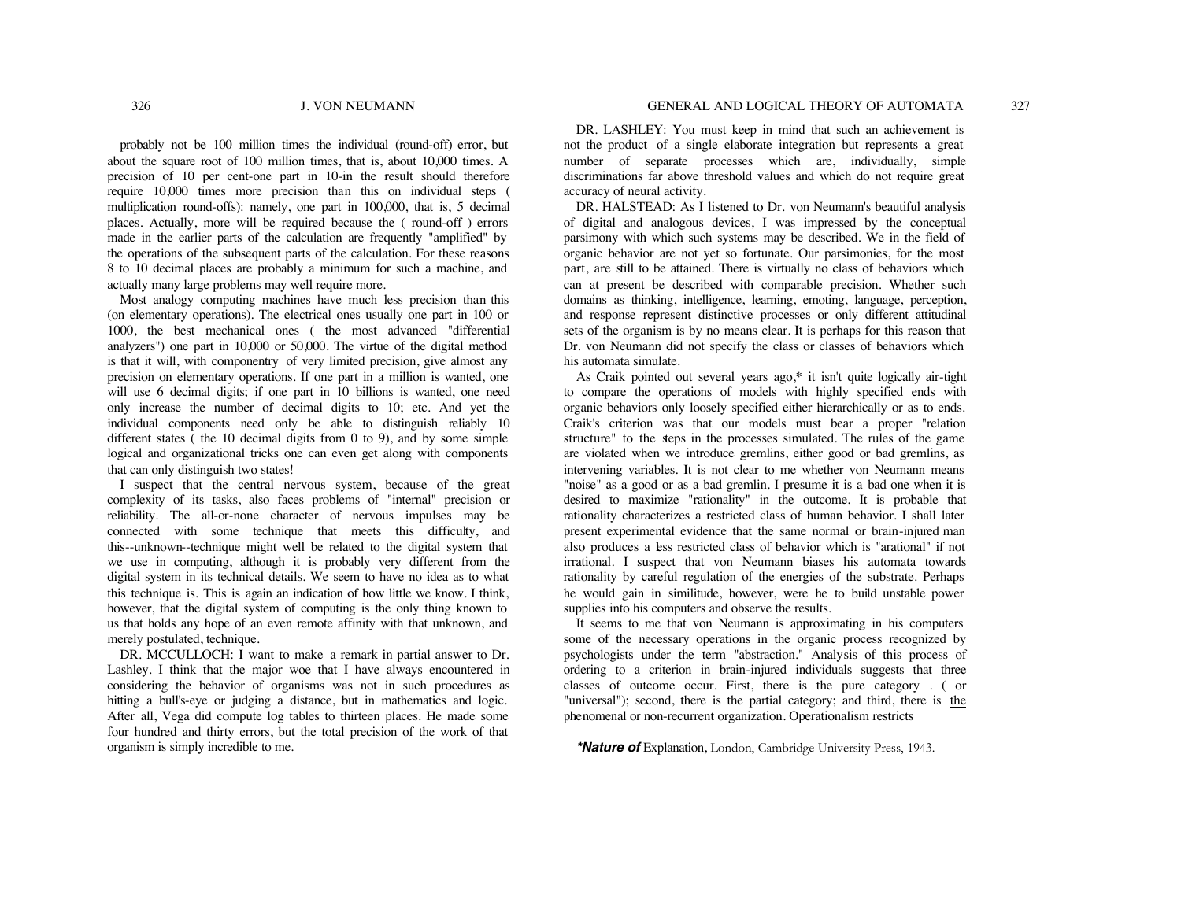probably not be 100 million times the individual (round-off) error, but about the square root of 100 million times, that is, about 10,000 times. A precision of 10 per cent-one part in 10-in the result should therefore require 10,000 times more precision than this on individual steps ( multiplication round-offs): namely, one part in 100,000, that is, 5 decimal places. Actually, more will be required because the ( round-off ) errors made in the earlier parts of the calculation are frequently "amplified" by the operations of the subsequent parts of the calculation. For these reasons 8 to 10 decimal places are probably a minimum for such a machine, and actually many large problems may well require more.

Most analogy computing machines have much less precision than this (on elementary operations). The electrical ones usually one part in 100 or 1000, the best mechanical ones ( the most advanced "differential analyzers") one part in 10,000 or 50,000. The virtue of the digital method is that it will, with componentry of very limited precision, give almost any precision on elementary operations. If one part in a million is wanted, one will use 6 decimal digits; if one part in 10 billions is wanted, one need only increase the number of decimal digits to 10; etc. And yet the individual components need only be able to distinguish reliably 10 different states ( the 10 decimal digits from 0 to 9), and by some simple logical and organizational tricks one can even get along with components that can only distinguish two states!

I suspect that the central nervous system, because of the great complexity of its tasks, also faces problems of "internal" precision or reliability. The all-or-none character of nervous impulses may be connected with some technique that meets this difficulty, and this--unknown--technique might well be related to the digital system that we use in computing, although it is probably very different from the digital system in its technical details. We seem to have no idea as to what this technique is. This is again an indication of how little we know. I think, however, that the digital system of computing is the only thing known to us that holds any hope of an even remote affinity with that unknown, and merely postulated, technique.

DR. MCCULLOCH: I want to make a remark in partial answer to Dr. Lashley. I think that the major woe that I have always encountered in considering the behavior of organisms was not in such procedures as hitting a bull's-eye or judging a distance, but in mathematics and logic. After all, Vega did compute log tables to thirteen places. He made some four hundred and thirty errors, but the total precision of the work of that organism is simply incredible to me.

DR. LASHLEY: You must keep in mind that such an achievement is not the product of a single elaborate integration but represents a great number of separate processes which are, individually, simple discriminations far above threshold values and which do not require great accuracy of neural activity.

DR. HALSTEAD: As I listened to Dr. von Neumann's beautiful analysis of digital and analogous devices, I was impressed by the conceptual parsimony with which such systems may be described. We in the field of organic behavior are not yet so fortunate. Our parsimonies, for the most part, are still to be attained. There is virtually no class of behaviors which can at present be described with comparable precision. Whether such domains as thinking, intelligence, learning, emoting, language, perception, and response represent distinctive processes or only different attitudinal sets of the organism is by no means clear. It is perhaps for this reason that Dr. von Neumann did not specify the class or classes of behaviors which his automata simulate.

As Craik pointed out several years ago,* it isn't quite logically air-tight to compare the operations of models with highly specified ends with organic behaviors only loosely specified either hierarchically or as to ends. Craik's criterion was that our models must bear a proper "relation structure" to the steps in the processes simulated. The rules of the game are violated when we introduce gremlins, either good or bad gremlins, as intervening variables. It is not clear to me whether von Neumann means "noise" as a good or as a bad gremlin. I presume it is a bad one when it is desired to maximize "rationality" in the outcome. It is probable that rationality characterizes a restricted class of human behavior. I shall later present experimental evidence that the same normal or brain-injured man also produces a less restricted class of behavior which is "arational" if not irrational. I suspect that von Neumann biases his automata towards rationality by careful regulation of the energies of the substrate. Perhaps he would gain in similitude, however, were he to build unstable power supplies into his computers and observe the results.

It seems to me that von Neumann is approximating in his computers some of the necessary operations in the organic process recognized by psychologists under the term "abstraction." Analysis of this process of ordering to a criterion in brain-injured individuals suggests that three classes of outcome occur. First, there is the pure category . ( or "universal"); second, there is the partial category; and third, there is the phenomenal or non-recurrent organization. Operationalism restricts

**Nature of* Explanation, London, Cambridge University Press, 1943.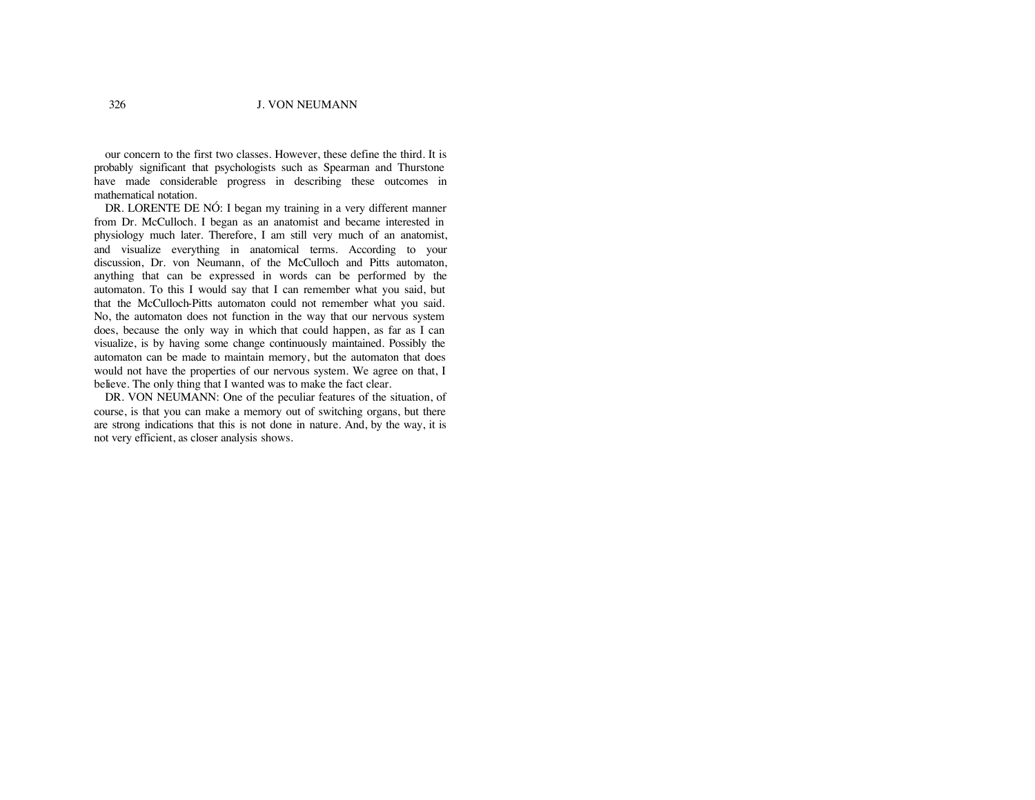our concern to the first two classes. However, these define the third. It is probably significant that psychologists such as Spearman and Thurstone have made considerable progress in describing these outcomes in mathematical notation.

DR. LORENTE DE NÓ: I began my training in a very different manner from Dr. McCulloch. I began as an anatomist and became interested in physiology much later. Therefore, I am still very much of an anatomist, and visualize everything in anatomical terms. According to your discussion, Dr. von Neumann, of the McCulloch and Pitts automaton, anything that can be expressed in words can be performed by the automaton. To this I would say that I can remember what you said, but that the McCulloch-Pitts automaton could not remember what you said. No, the automaton does not function in the way that our nervous system does, because the only way in which that could happen, as far as I can visualize, is by having some change continuously maintained. Possibly the automaton can be made to maintain memory, but the automaton that does would not have the properties of our nervous system. We agree on that, I believe. The only thing that I wanted was to make the fact clear.

DR. VON NEUMANN: One of the peculiar features of the situation, of course, is that you can make a memory out of switching organs, but there are strong indications that this is not done in nature. And, by the way, it is not very efficient, as closer analysis shows.